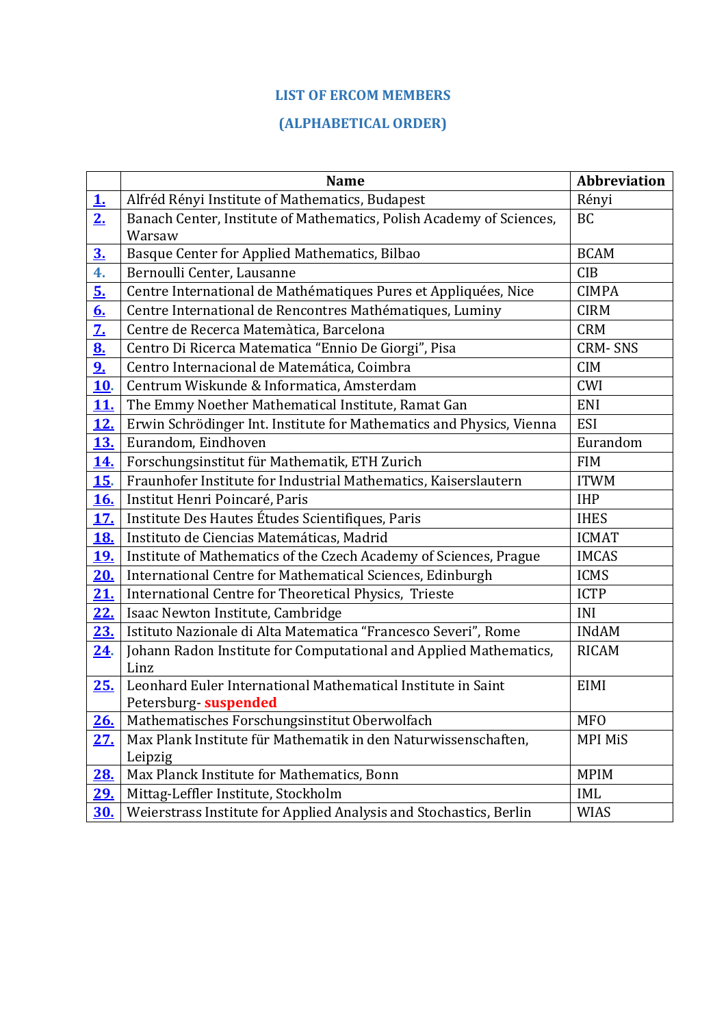## LIST OF ERCOM MEMBERS

## (ALPHABETICAL ORDER)

| | Name | Abbreviation |
|---|---|---|
| 1. | Alfréd Rényi Institute of Mathematics, Budapest | Rényi |
| 2. | Banach Center, Institute of Mathematics, Polish Academy of Sciences, Warsaw | BC |
| 3. | Basque Center for Applied Mathematics, Bilbao | BCAM |
| 4. | Bernoulli Center, Lausanne | CIB |
| 5. | Centre International de Mathématiques Pures et Appliquées, Nice | CIMPA |
| 6. | Centre International de Rencontres Mathématiques, Luminy | CIRM |
| 7. | Centre de Recerca Matemàtica, Barcelona | CRM |
| 8. | Centro Di Ricerca Matematica "Ennio De Giorgi", Pisa | CRM- SNS |
| 9. | Centro Internacional de Matemática, Coimbra | CIM |
| 10. | Centrum Wiskunde & Informatica, Amsterdam | CWI |
| 11. | The Emmy Noether Mathematical Institute, Ramat Gan | ENI |
| 12. | Erwin Schrödinger Int. Institute for Mathematics and Physics, Vienna | ESI |
| 13. | Eurandom, Eindhoven | Eurandom |
| 14. | Forschungsinstitut für Mathematik, ETH Zurich | FIM |
| 15. | Fraunhofer Institute for Industrial Mathematics, Kaiserslautern | ITWM |
| 16. | Institut Henri Poincaré, Paris | IHP |
| 17. | Institute Des Hautes Études Scientifiques, Paris | IHES |
| 18. | Instituto de Ciencias Matemáticas, Madrid | ICMAT |
| 19. | Institute of Mathematics of the Czech Academy of Sciences, Prague | IMCAS |
| 20. | International Centre for Mathematical Sciences, Edinburgh | ICMS |
| 21. | International Centre for Theoretical Physics, Trieste | ICTP |
| 22. | Isaac Newton Institute, Cambridge | INI |
| 23. | Istituto Nazionale di Alta Matematica "Francesco Severi", Rome | INdAM |
| 24. | Johann Radon Institute for Computational and Applied Mathematics, Linz | RICAM |
| 25. | Leonhard Euler International Mathematical Institute in Saint Petersburg- **suspended** | EIMI |
| 26. | Mathematisches Forschungsinstitut Oberwolfach | MFO |
| 27. | Max Plank Institute für Mathematik in den Naturwissenschaften, Leipzig | MPI MiS |
| 28. | Max Planck Institute for Mathematics, Bonn | MPIM |
| 29. | Mittag-Leffler Institute, Stockholm | IML |
| 30. | Weierstrass Institute for Applied Analysis and Stochastics, Berlin | WIAS |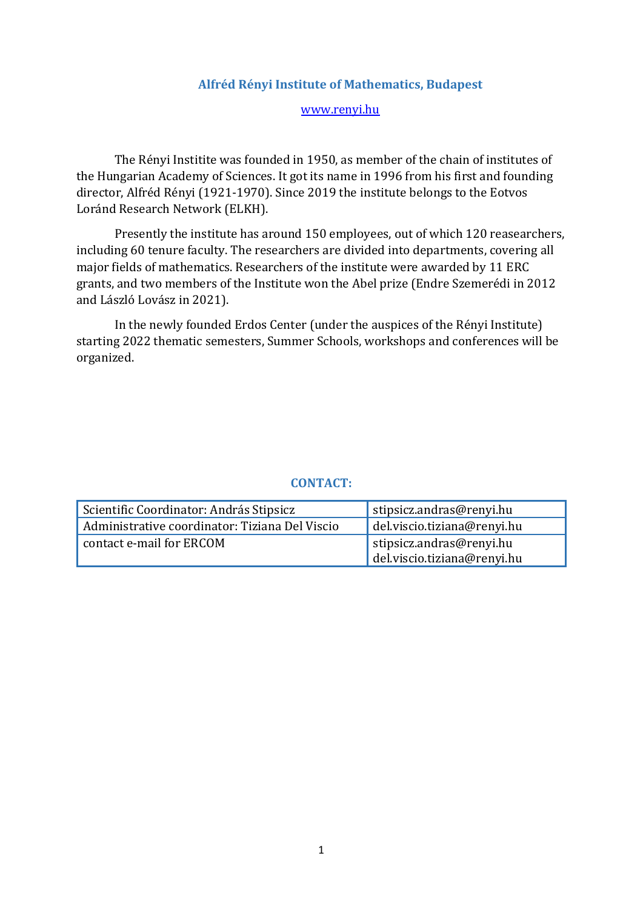## Alfréd Rényi Institute of Mathematics, Budapest

www.renyi.hu

The Rényi Institite was founded in 1950, as member of the chain of institutes of the Hungarian Academy of Sciences. It got its name in 1996 from his first and founding director, Alfréd Rényi (1921-1970). Since 2019 the institute belongs to the Eotvos Loránd Research Network (ELKH).

Presently the institute has around 150 employees, out of which 120 reasearchers, including 60 tenure faculty. The researchers are divided into departments, covering all major fields of mathematics. Researchers of the institute were awarded by 11 ERC grants, and two members of the Institute won the Abel prize (Endre Szemerédi in 2012 and László Lovász in 2021).

In the newly founded Erdos Center (under the auspices of the Rényi Institute) starting 2022 thematic semesters, Summer Schools, workshops and conferences will be organized.

### CONTACT:

| | |
|---|---|
| Scientific Coordinator: András Stipsicz | stipsicz.andras@renyi.hu |
| Administrative coordinator: Tiziana Del Viscio | del.viscio.tiziana@renyi.hu |
| contact e-mail for ERCOM | stipsicz.andras@renyi.hu<br>del.viscio.tiziana@renyi.hu |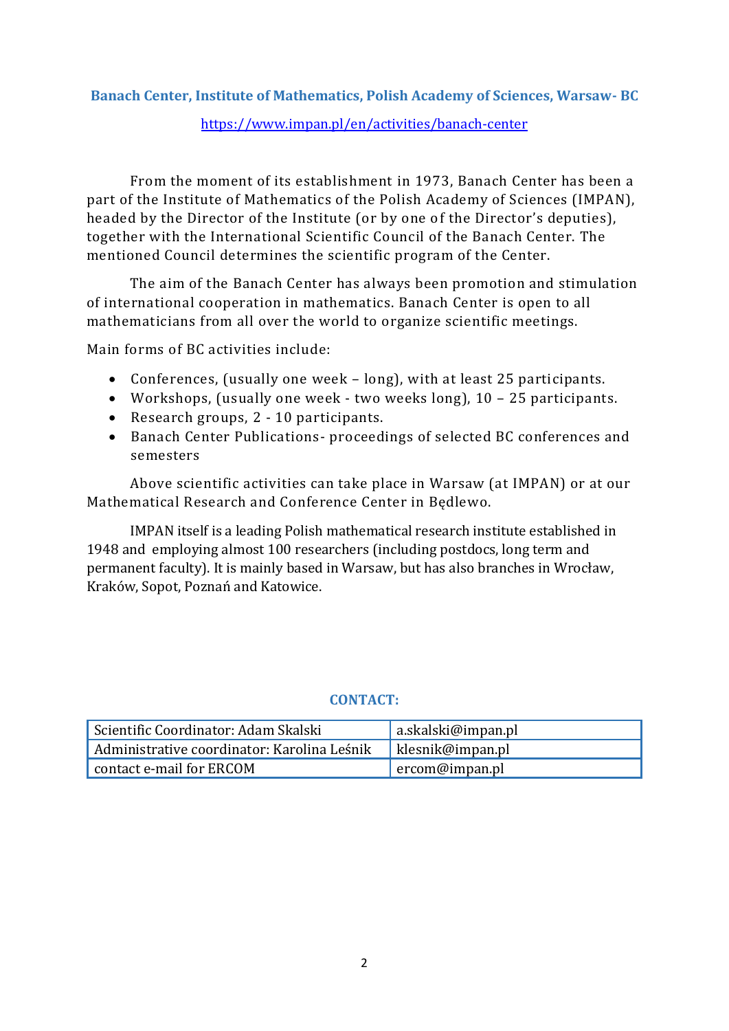## Banach Center, Institute of Mathematics, Polish Academy of Sciences, Warsaw- BC

https://www.impan.pl/en/activities/banach-center

From the moment of its establishment in 1973, Banach Center has been a part of the Institute of Mathematics of the Polish Academy of Sciences (IMPAN), headed by the Director of the Institute (or by one of the Director's deputies), together with the International Scientific Council of the Banach Center. The mentioned Council determines the scientific program of the Center.

The aim of the Banach Center has always been promotion and stimulation of international cooperation in mathematics. Banach Center is open to all mathematicians from all over the world to organize scientific meetings.

Main forms of BC activities include:

- Conferences, (usually one week – long), with at least 25 participants.
- Workshops, (usually one week - two weeks long), 10 – 25 participants.
- Research groups, 2 - 10 participants.
- Banach Center Publications- proceedings of selected BC conferences and semesters

Above scientific activities can take place in Warsaw (at IMPAN) or at our Mathematical Research and Conference Center in Będlewo.

IMPAN itself is a leading Polish mathematical research institute established in 1948 and employing almost 100 researchers (including postdocs, long term and permanent faculty). It is mainly based in Warsaw, but has also branches in Wrocław, Kraków, Sopot, Poznań and Katowice.

### CONTACT:

| | |
|---|---|
| Scientific Coordinator: Adam Skalski | a.skalski@impan.pl |
| Administrative coordinator: Karolina Leśnik | klesnik@impan.pl |
| contact e-mail for ERCOM | ercom@impan.pl |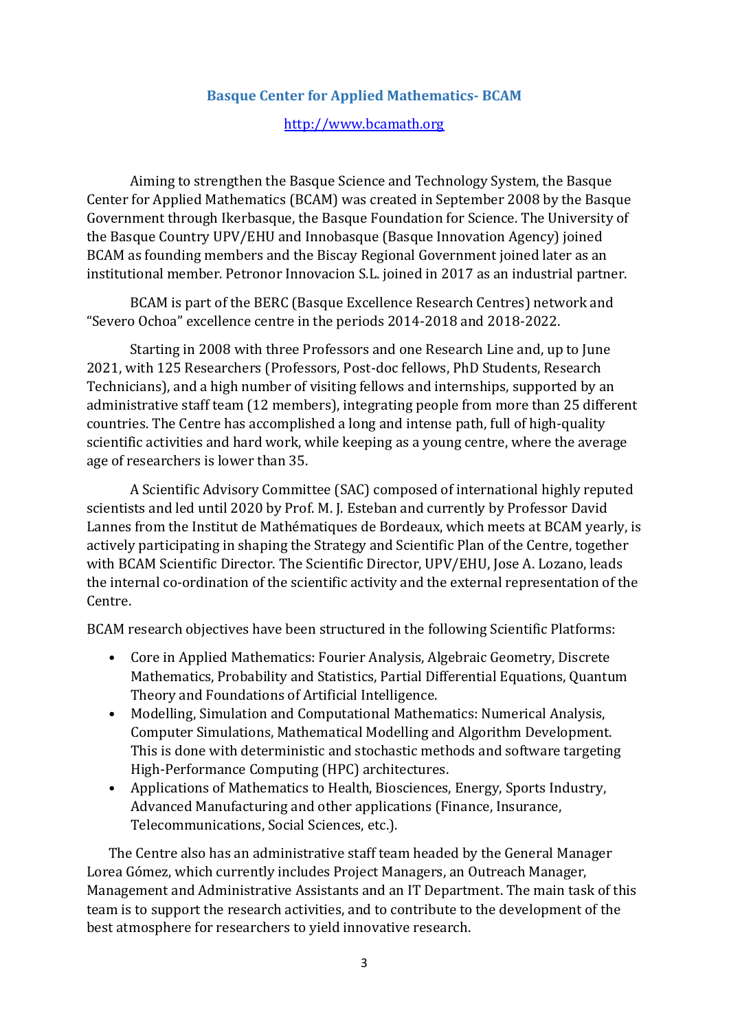## Basque Center for Applied Mathematics- BCAM

http://www.bcamath.org

Aiming to strengthen the Basque Science and Technology System, the Basque Center for Applied Mathematics (BCAM) was created in September 2008 by the Basque Government through Ikerbasque, the Basque Foundation for Science. The University of the Basque Country UPV/EHU and Innobasque (Basque Innovation Agency) joined BCAM as founding members and the Biscay Regional Government joined later as an institutional member. Petronor Innovacion S.L. joined in 2017 as an industrial partner.

BCAM is part of the BERC (Basque Excellence Research Centres) network and "Severo Ochoa" excellence centre in the periods 2014-2018 and 2018-2022.

Starting in 2008 with three Professors and one Research Line and, up to June 2021, with 125 Researchers (Professors, Post-doc fellows, PhD Students, Research Technicians), and a high number of visiting fellows and internships, supported by an administrative staff team (12 members), integrating people from more than 25 different countries. The Centre has accomplished a long and intense path, full of high-quality scientific activities and hard work, while keeping as a young centre, where the average age of researchers is lower than 35.

A Scientific Advisory Committee (SAC) composed of international highly reputed scientists and led until 2020 by Prof. M. J. Esteban and currently by Professor David Lannes from the Institut de Mathématiques de Bordeaux, which meets at BCAM yearly, is actively participating in shaping the Strategy and Scientific Plan of the Centre, together with BCAM Scientific Director. The Scientific Director, UPV/EHU, Jose A. Lozano, leads the internal co-ordination of the scientific activity and the external representation of the Centre.

BCAM research objectives have been structured in the following Scientific Platforms:

- Core in Applied Mathematics: Fourier Analysis, Algebraic Geometry, Discrete Mathematics, Probability and Statistics, Partial Differential Equations, Quantum Theory and Foundations of Artificial Intelligence.
- Modelling, Simulation and Computational Mathematics: Numerical Analysis, Computer Simulations, Mathematical Modelling and Algorithm Development. This is done with deterministic and stochastic methods and software targeting High-Performance Computing (HPC) architectures.
- Applications of Mathematics to Health, Biosciences, Energy, Sports Industry, Advanced Manufacturing and other applications (Finance, Insurance, Telecommunications, Social Sciences, etc.).

The Centre also has an administrative staff team headed by the General Manager Lorea Gómez, which currently includes Project Managers, an Outreach Manager, Management and Administrative Assistants and an IT Department. The main task of this team is to support the research activities, and to contribute to the development of the best atmosphere for researchers to yield innovative research.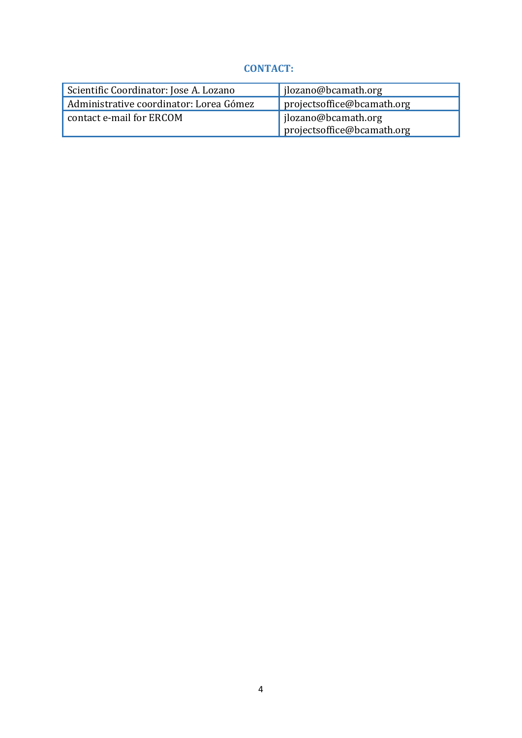**CONTACT:**

| | |
|---|---|
| Scientific Coordinator: Jose A. Lozano | jlozano@bcamath.org |
| Administrative coordinator: Lorea Gómez | projectsoffice@bcamath.org |
| contact e-mail for ERCOM | jlozano@bcamath.org<br>projectsoffice@bcamath.org |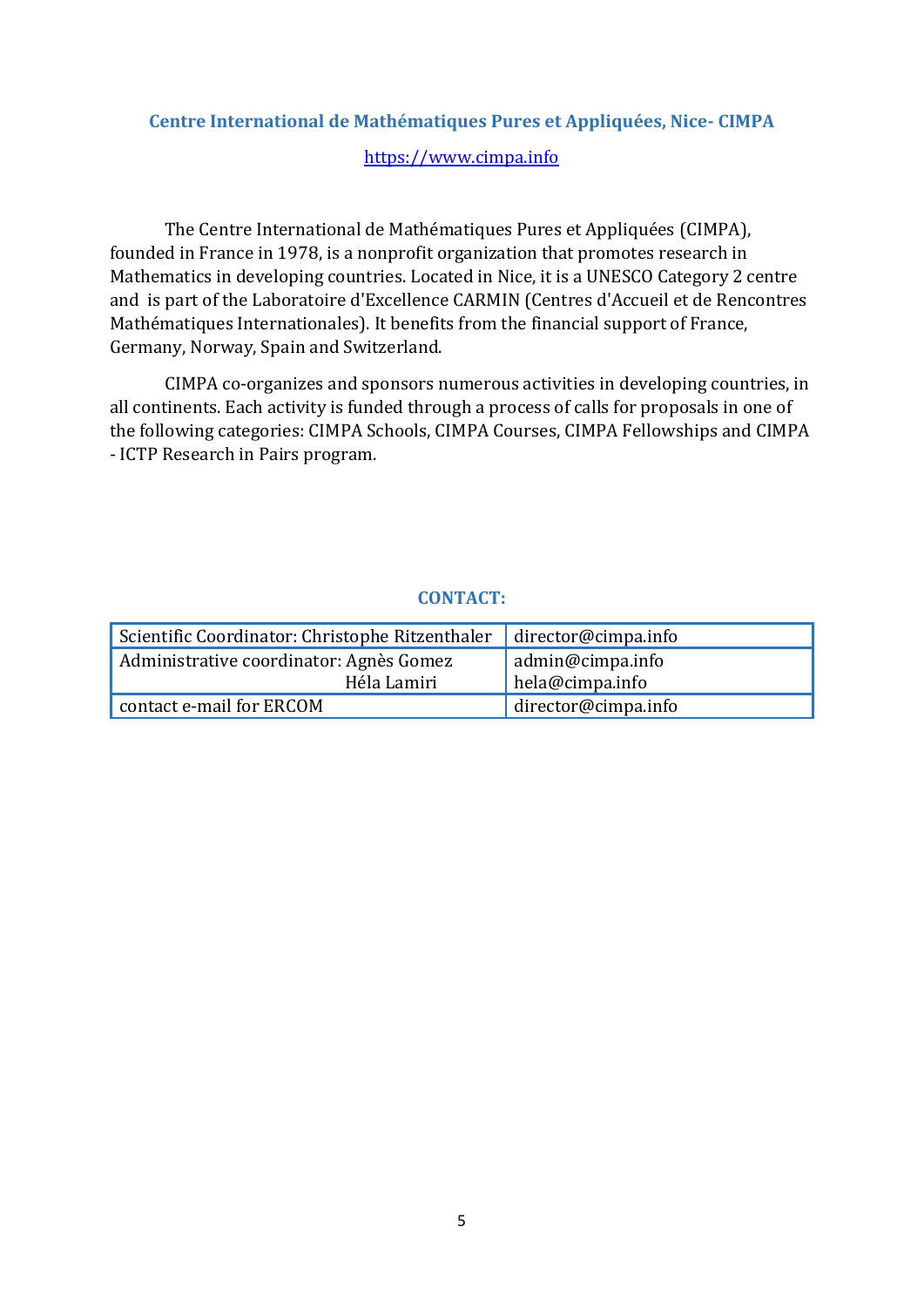## Centre International de Mathématiques Pures et Appliquées, Nice- CIMPA

https://www.cimpa.info

The Centre International de Mathématiques Pures et Appliquées (CIMPA), founded in France in 1978, is a nonprofit organization that promotes research in Mathematics in developing countries. Located in Nice, it is a UNESCO Category 2 centre and is part of the Laboratoire d'Excellence CARMIN (Centres d'Accueil et de Rencontres Mathématiques Internationales). It benefits from the financial support of France, Germany, Norway, Spain and Switzerland.

CIMPA co-organizes and sponsors numerous activities in developing countries, in all continents. Each activity is funded through a process of calls for proposals in one of the following categories: CIMPA Schools, CIMPA Courses, CIMPA Fellowships and CIMPA - ICTP Research in Pairs program.

### CONTACT:

| | |
|---|---|
| Scientific Coordinator: Christophe Ritzenthaler | director@cimpa.info |
| Administrative coordinator: Agnès Gomez<br>Héla Lamiri | admin@cimpa.info<br>hela@cimpa.info |
| contact e-mail for ERCOM | director@cimpa.info |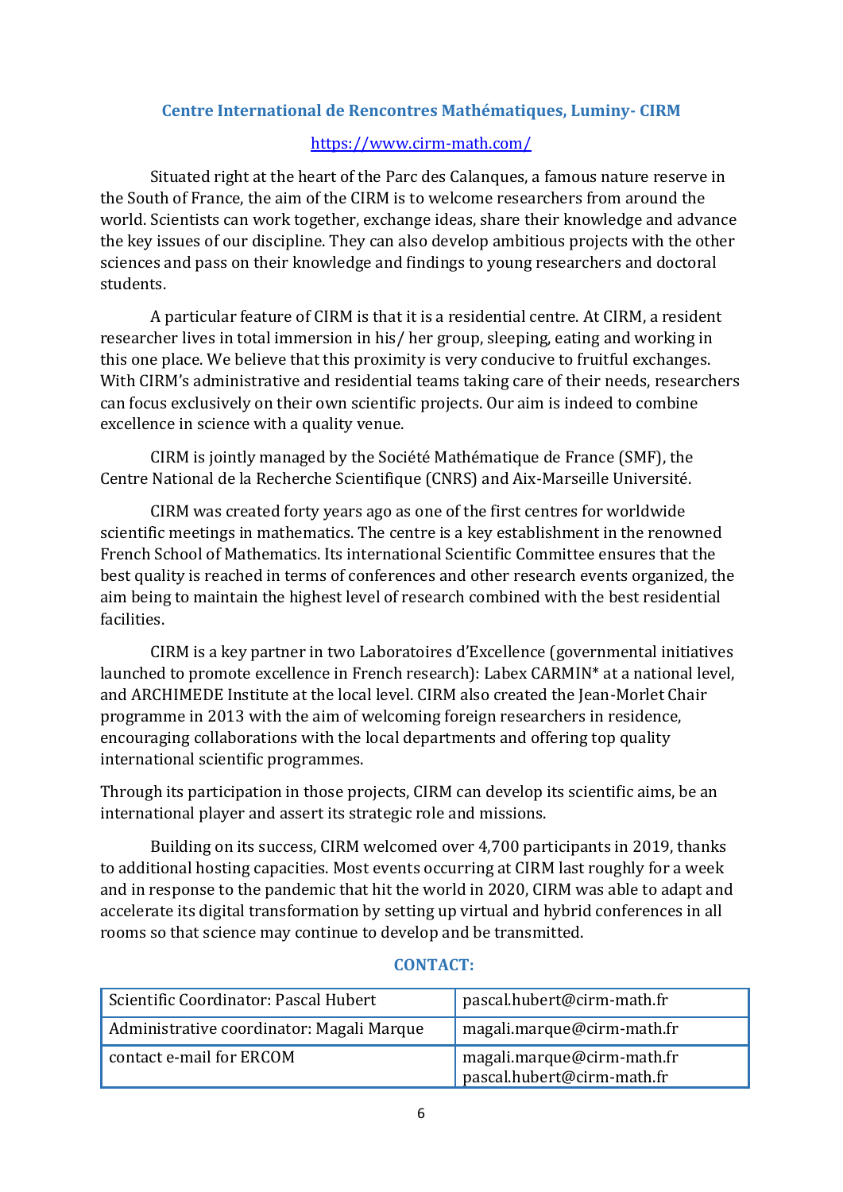## Centre International de Rencontres Mathématiques, Luminy- CIRM

https://www.cirm-math.com/

Situated right at the heart of the Parc des Calanques, a famous nature reserve in the South of France, the aim of the CIRM is to welcome researchers from around the world. Scientists can work together, exchange ideas, share their knowledge and advance the key issues of our discipline. They can also develop ambitious projects with the other sciences and pass on their knowledge and findings to young researchers and doctoral students.

A particular feature of CIRM is that it is a residential centre. At CIRM, a resident researcher lives in total immersion in his/ her group, sleeping, eating and working in this one place. We believe that this proximity is very conducive to fruitful exchanges. With CIRM's administrative and residential teams taking care of their needs, researchers can focus exclusively on their own scientific projects. Our aim is indeed to combine excellence in science with a quality venue.

CIRM is jointly managed by the Société Mathématique de France (SMF), the Centre National de la Recherche Scientifique (CNRS) and Aix-Marseille Université.

CIRM was created forty years ago as one of the first centres for worldwide scientific meetings in mathematics. The centre is a key establishment in the renowned French School of Mathematics. Its international Scientific Committee ensures that the best quality is reached in terms of conferences and other research events organized, the aim being to maintain the highest level of research combined with the best residential facilities.

CIRM is a key partner in two Laboratoires d'Excellence (governmental initiatives launched to promote excellence in French research): Labex CARMIN* at a national level, and ARCHIMEDE Institute at the local level. CIRM also created the Jean-Morlet Chair programme in 2013 with the aim of welcoming foreign researchers in residence, encouraging collaborations with the local departments and offering top quality international scientific programmes.

Through its participation in those projects, CIRM can develop its scientific aims, be an international player and assert its strategic role and missions.

Building on its success, CIRM welcomed over 4,700 participants in 2019, thanks to additional hosting capacities. Most events occurring at CIRM last roughly for a week and in response to the pandemic that hit the world in 2020, CIRM was able to adapt and accelerate its digital transformation by setting up virtual and hybrid conferences in all rooms so that science may continue to develop and be transmitted.

### CONTACT:

| | |
|---|---|
| Scientific Coordinator: Pascal Hubert | pascal.hubert@cirm-math.fr |
| Administrative coordinator: Magali Marque | magali.marque@cirm-math.fr |
| contact e-mail for ERCOM | magali.marque@cirm-math.fr<br>pascal.hubert@cirm-math.fr |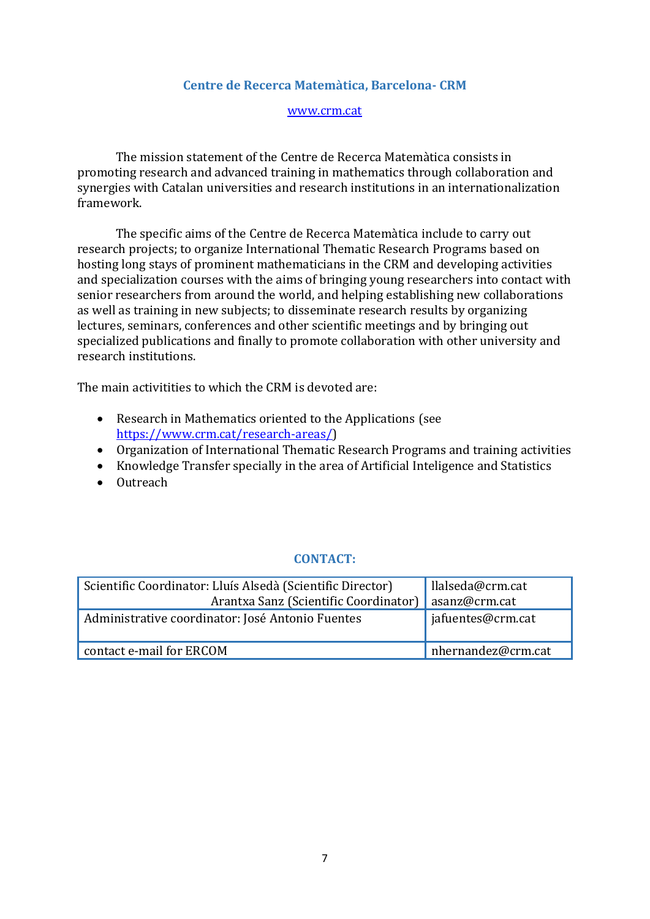## Centre de Recerca Matemàtica, Barcelona- CRM

www.crm.cat

The mission statement of the Centre de Recerca Matemàtica consists in promoting research and advanced training in mathematics through collaboration and synergies with Catalan universities and research institutions in an internationalization framework.

The specific aims of the Centre de Recerca Matemàtica include to carry out research projects; to organize International Thematic Research Programs based on hosting long stays of prominent mathematicians in the CRM and developing activities and specialization courses with the aims of bringing young researchers into contact with senior researchers from around the world, and helping establishing new collaborations as well as training in new subjects; to disseminate research results by organizing lectures, seminars, conferences and other scientific meetings and by bringing out specialized publications and finally to promote collaboration with other university and research institutions.

The main activitities to which the CRM is devoted are:

- Research in Mathematics oriented to the Applications (see https://www.crm.cat/research-areas/)
- Organization of International Thematic Research Programs and training activities
- Knowledge Transfer specially in the area of Artificial Inteligence and Statistics
- Outreach

### CONTACT:

| | |
|---|---|
| Scientific Coordinator: Lluís Alsedà (Scientific Director)<br>Arantxa Sanz (Scientific Coordinator) | llalseda@crm.cat<br>asanz@crm.cat |
| Administrative coordinator: José Antonio Fuentes | jafuentes@crm.cat |
| contact e-mail for ERCOM | nhernandez@crm.cat |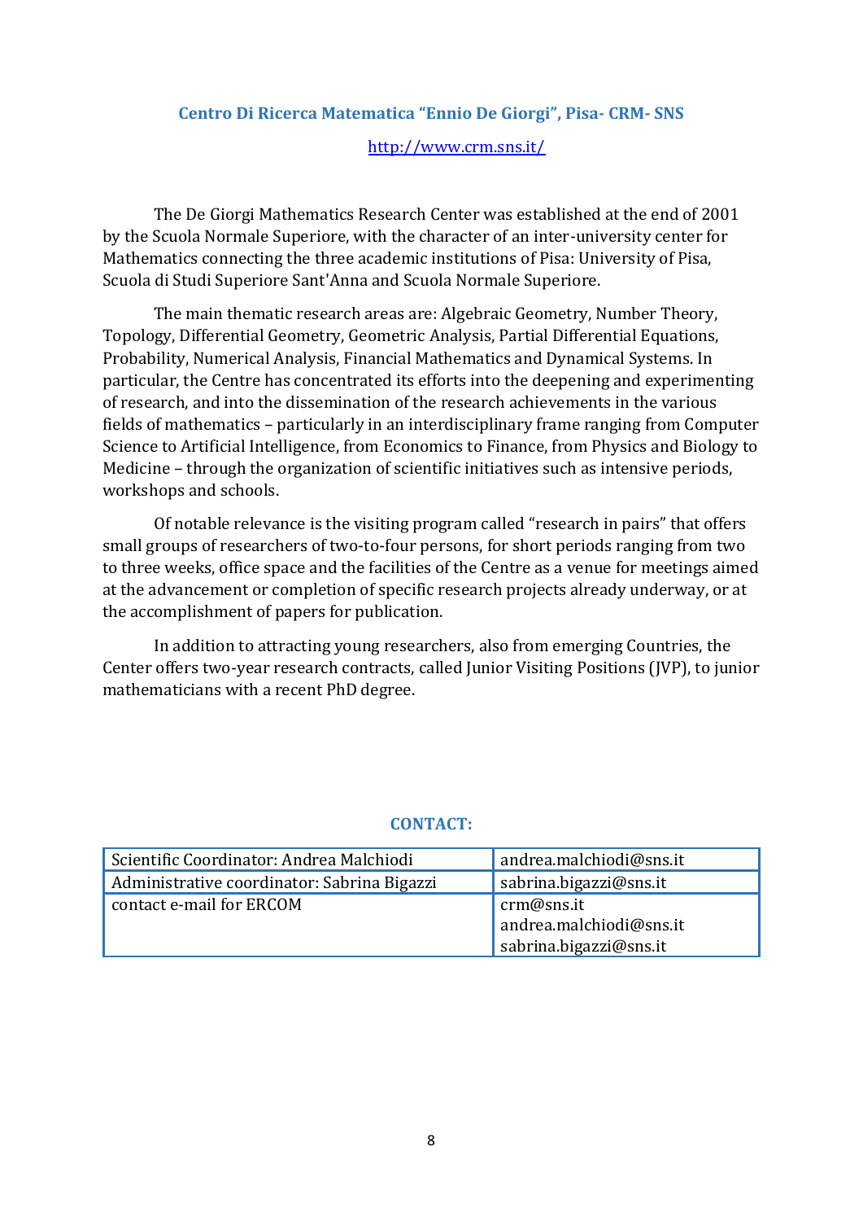## Centro Di Ricerca Matematica "Ennio De Giorgi", Pisa- CRM- SNS

http://www.crm.sns.it/

The De Giorgi Mathematics Research Center was established at the end of 2001 by the Scuola Normale Superiore, with the character of an inter-university center for Mathematics connecting the three academic institutions of Pisa: University of Pisa, Scuola di Studi Superiore Sant'Anna and Scuola Normale Superiore.

The main thematic research areas are: Algebraic Geometry, Number Theory, Topology, Differential Geometry, Geometric Analysis, Partial Differential Equations, Probability, Numerical Analysis, Financial Mathematics and Dynamical Systems. In particular, the Centre has concentrated its efforts into the deepening and experimenting of research, and into the dissemination of the research achievements in the various fields of mathematics – particularly in an interdisciplinary frame ranging from Computer Science to Artificial Intelligence, from Economics to Finance, from Physics and Biology to Medicine – through the organization of scientific initiatives such as intensive periods, workshops and schools.

Of notable relevance is the visiting program called "research in pairs" that offers small groups of researchers of two-to-four persons, for short periods ranging from two to three weeks, office space and the facilities of the Centre as a venue for meetings aimed at the advancement or completion of specific research projects already underway, or at the accomplishment of papers for publication.

In addition to attracting young researchers, also from emerging Countries, the Center offers two-year research contracts, called Junior Visiting Positions (JVP), to junior mathematicians with a recent PhD degree.

### CONTACT:

| | |
|---|---|
| Scientific Coordinator: Andrea Malchiodi | andrea.malchiodi@sns.it |
| Administrative coordinator: Sabrina Bigazzi | sabrina.bigazzi@sns.it |
| contact e-mail for ERCOM | crm@sns.it<br>andrea.malchiodi@sns.it<br>sabrina.bigazzi@sns.it |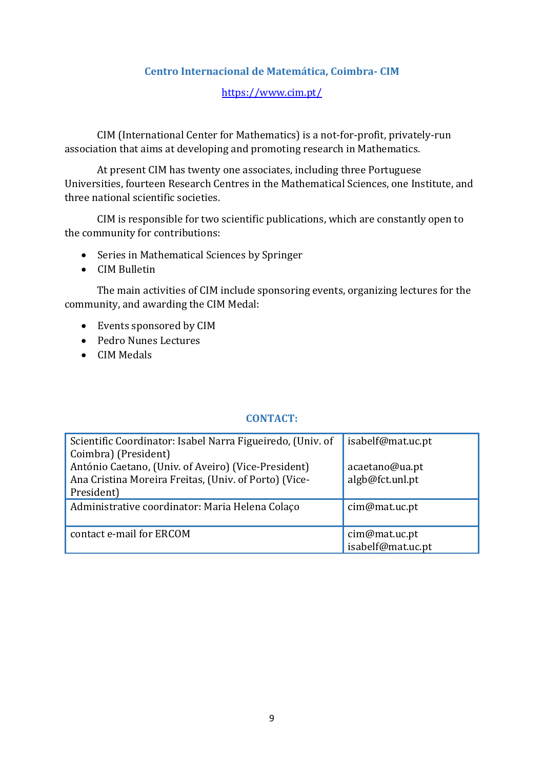## Centro Internacional de Matemática, Coimbra- CIM

https://www.cim.pt/

CIM (International Center for Mathematics) is a not-for-profit, privately-run association that aims at developing and promoting research in Mathematics.

At present CIM has twenty one associates, including three Portuguese Universities, fourteen Research Centres in the Mathematical Sciences, one Institute, and three national scientific societies.

CIM is responsible for two scientific publications, which are constantly open to the community for contributions:

- Series in Mathematical Sciences by Springer
- CIM Bulletin

The main activities of CIM include sponsoring events, organizing lectures for the community, and awarding the CIM Medal:

- Events sponsored by CIM
- Pedro Nunes Lectures
- CIM Medals

## CONTACT:

| | |
|---|---|
| Scientific Coordinator: Isabel Narra Figueiredo, (Univ. of Coimbra) (President)<br>António Caetano, (Univ. of Aveiro) (Vice-President)<br>Ana Cristina Moreira Freitas, (Univ. of Porto) (Vice-President) | isabelf@mat.uc.pt<br><br>acaetano@ua.pt<br>algb@fct.unl.pt |
| Administrative coordinator: Maria Helena Colaço | cim@mat.uc.pt |
| contact e-mail for ERCOM | cim@mat.uc.pt<br>isabelf@mat.uc.pt |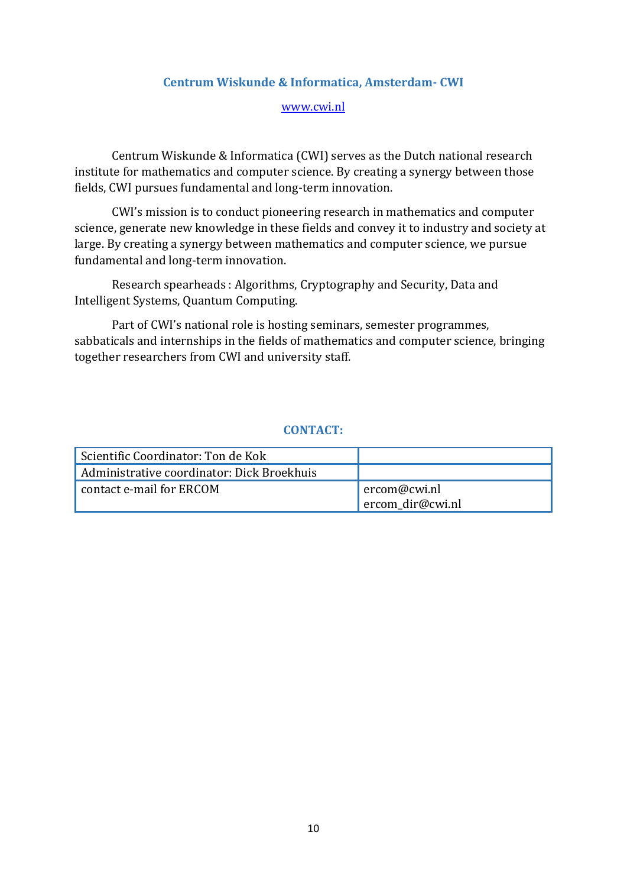## Centrum Wiskunde & Informatica, Amsterdam- CWI

www.cwi.nl

Centrum Wiskunde & Informatica (CWI) serves as the Dutch national research institute for mathematics and computer science. By creating a synergy between those fields, CWI pursues fundamental and long-term innovation.

CWI's mission is to conduct pioneering research in mathematics and computer science, generate new knowledge in these fields and convey it to industry and society at large. By creating a synergy between mathematics and computer science, we pursue fundamental and long-term innovation.

Research spearheads : Algorithms, Cryptography and Security, Data and Intelligent Systems, Quantum Computing.

Part of CWI's national role is hosting seminars, semester programmes, sabbaticals and internships in the fields of mathematics and computer science, bringing together researchers from CWI and university staff.

### CONTACT:

| | |
|---|---|
| Scientific Coordinator: Ton de Kok | |
| Administrative coordinator: Dick Broekhuis | |
| contact e-mail for ERCOM | ercom@cwi.nl<br>ercom_dir@cwi.nl |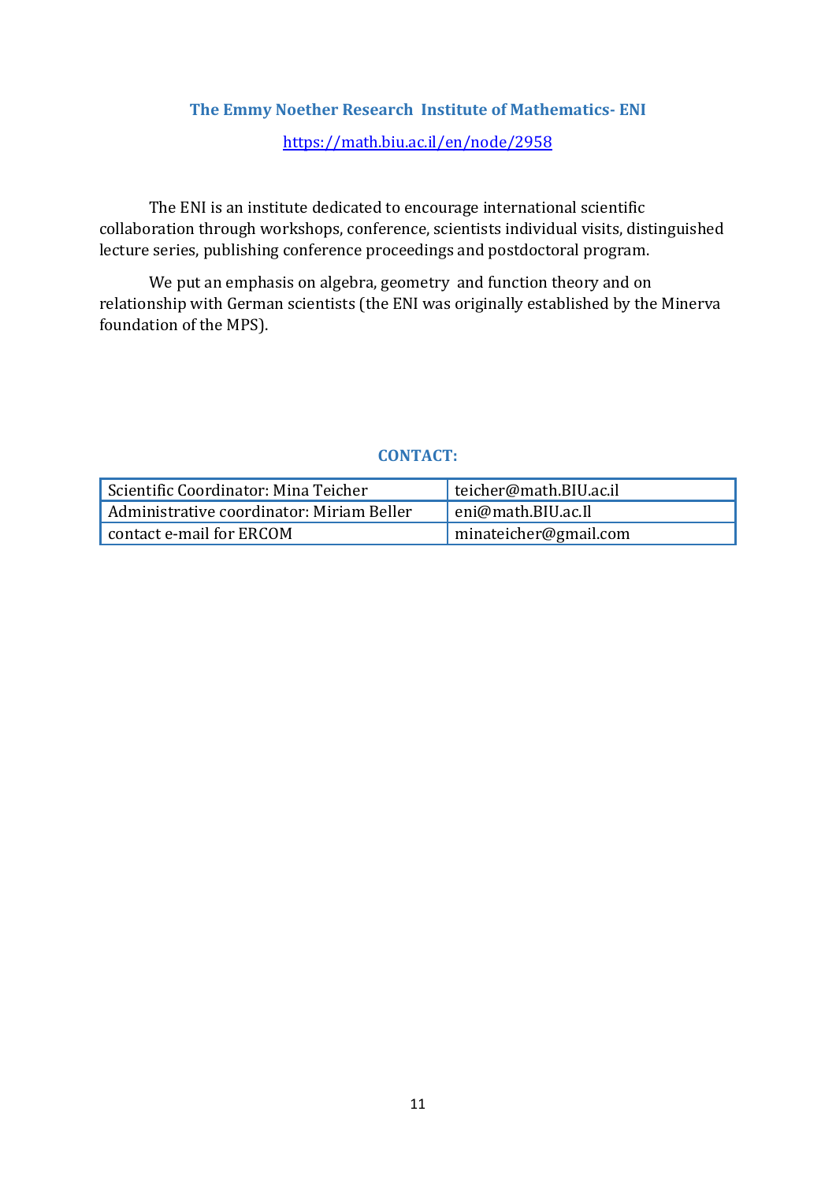## The Emmy Noether Research Institute of Mathematics- ENI

https://math.biu.ac.il/en/node/2958

The ENI is an institute dedicated to encourage international scientific collaboration through workshops, conference, scientists individual visits, distinguished lecture series, publishing conference proceedings and postdoctoral program.

We put an emphasis on algebra, geometry and function theory and on relationship with German scientists (the ENI was originally established by the Minerva foundation of the MPS).

### CONTACT:

| | |
|---|---|
| Scientific Coordinator: Mina Teicher | teicher@math.BIU.ac.il |
| Administrative coordinator: Miriam Beller | eni@math.BIU.ac.Il |
| contact e-mail for ERCOM | minateicher@gmail.com |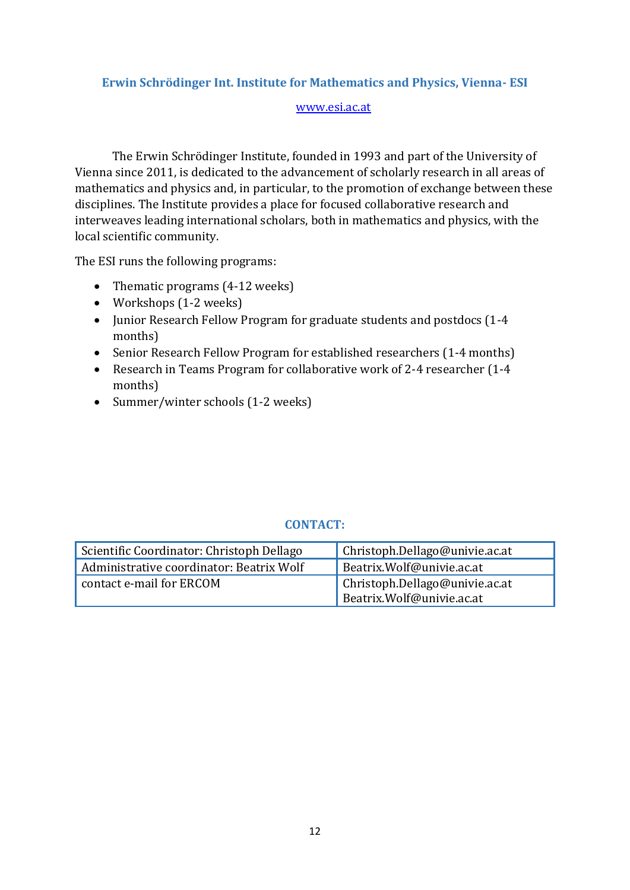## Erwin Schrödinger Int. Institute for Mathematics and Physics, Vienna- ESI

www.esi.ac.at

The Erwin Schrödinger Institute, founded in 1993 and part of the University of Vienna since 2011, is dedicated to the advancement of scholarly research in all areas of mathematics and physics and, in particular, to the promotion of exchange between these disciplines. The Institute provides a place for focused collaborative research and interweaves leading international scholars, both in mathematics and physics, with the local scientific community.

The ESI runs the following programs:

- Thematic programs (4-12 weeks)
- Workshops (1-2 weeks)
- Junior Research Fellow Program for graduate students and postdocs (1-4 months)
- Senior Research Fellow Program for established researchers (1-4 months)
- Research in Teams Program for collaborative work of 2-4 researcher (1-4 months)
- Summer/winter schools (1-2 weeks)

### CONTACT:

| | |
|---|---|
| Scientific Coordinator: Christoph Dellago | Christoph.Dellago@univie.ac.at |
| Administrative coordinator: Beatrix Wolf | Beatrix.Wolf@univie.ac.at |
| contact e-mail for ERCOM | Christoph.Dellago@univie.ac.at<br>Beatrix.Wolf@univie.ac.at |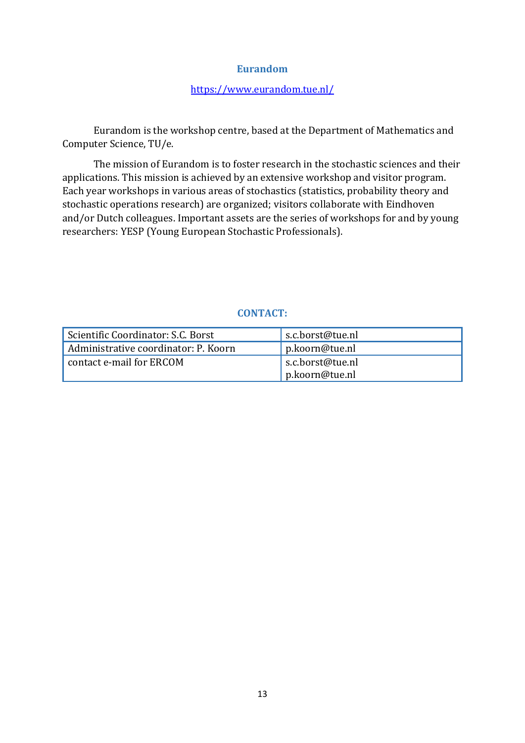## Eurandom

https://www.eurandom.tue.nl/

Eurandom is the workshop centre, based at the Department of Mathematics and Computer Science, TU/e.

The mission of Eurandom is to foster research in the stochastic sciences and their applications. This mission is achieved by an extensive workshop and visitor program. Each year workshops in various areas of stochastics (statistics, probability theory and stochastic operations research) are organized; visitors collaborate with Eindhoven and/or Dutch colleagues. Important assets are the series of workshops for and by young researchers: YESP (Young European Stochastic Professionals).

## CONTACT:

| | |
|---|---|
| Scientific Coordinator: S.C. Borst | s.c.borst@tue.nl |
| Administrative coordinator: P. Koorn | p.koorn@tue.nl |
| contact e-mail for ERCOM | s.c.borst@tue.nl<br>p.koorn@tue.nl |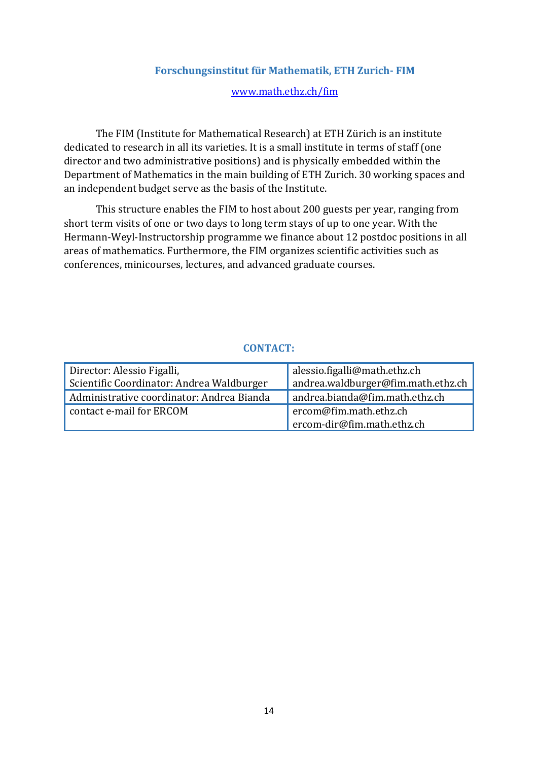## Forschungsinstitut für Mathematik, ETH Zurich- FIM

www.math.ethz.ch/fim

The FIM (Institute for Mathematical Research) at ETH Zürich is an institute dedicated to research in all its varieties. It is a small institute in terms of staff (one director and two administrative positions) and is physically embedded within the Department of Mathematics in the main building of ETH Zurich. 30 working spaces and an independent budget serve as the basis of the Institute.

This structure enables the FIM to host about 200 guests per year, ranging from short term visits of one or two days to long term stays of up to one year. With the Hermann-Weyl-Instructorship programme we finance about 12 postdoc positions in all areas of mathematics. Furthermore, the FIM organizes scientific activities such as conferences, minicourses, lectures, and advanced graduate courses.

### CONTACT:

| | |
|---|---|
| Director: Alessio Figalli,<br>Scientific Coordinator: Andrea Waldburger | alessio.figalli@math.ethz.ch<br>andrea.waldburger@fim.math.ethz.ch |
| Administrative coordinator: Andrea Bianda | andrea.bianda@fim.math.ethz.ch |
| contact e-mail for ERCOM | ercom@fim.math.ethz.ch<br>ercom-dir@fim.math.ethz.ch |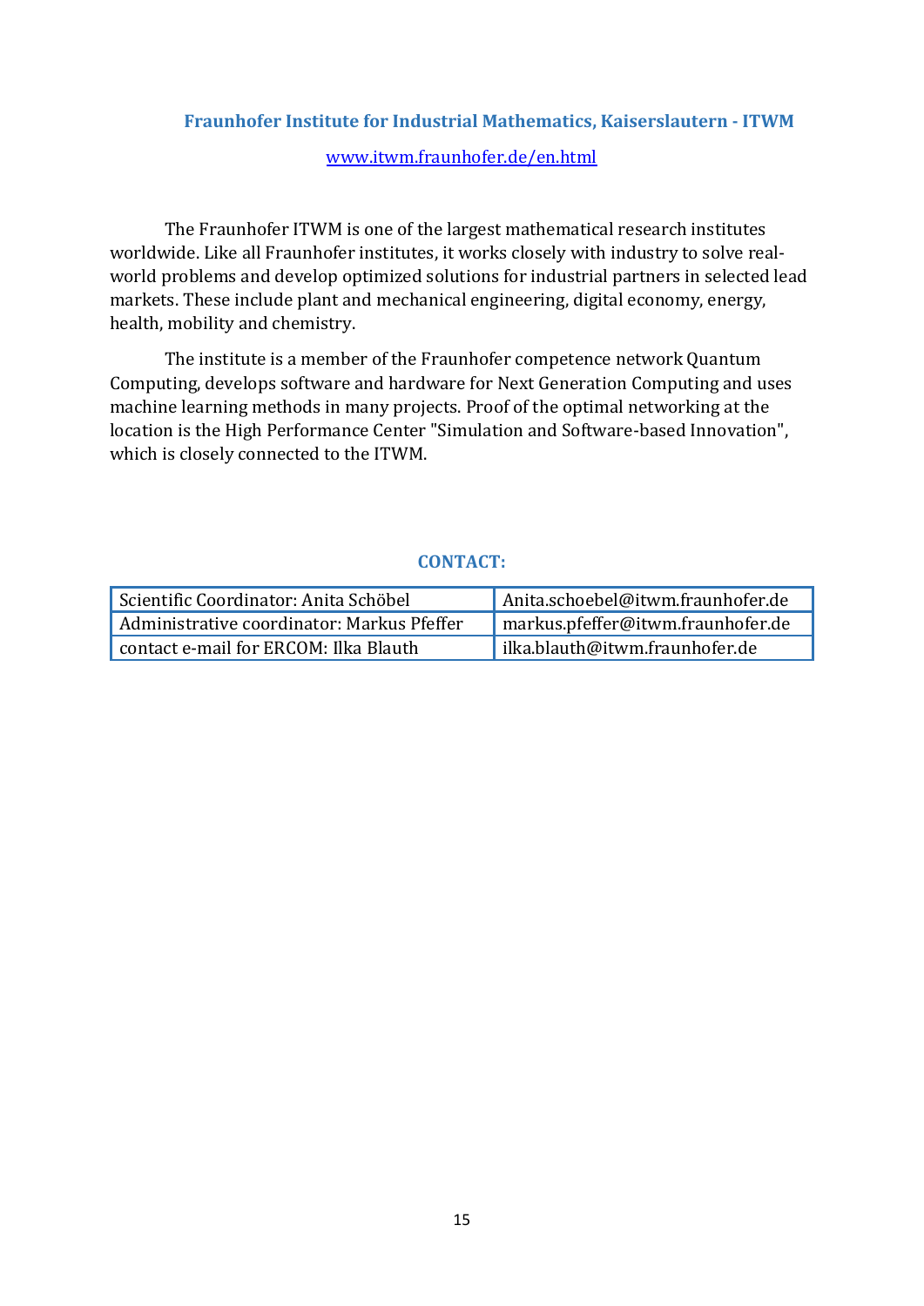## Fraunhofer Institute for Industrial Mathematics, Kaiserslautern - ITWM

[www.itwm.fraunhofer.de/en.html](www.itwm.fraunhofer.de/en.html)

The Fraunhofer ITWM is one of the largest mathematical research institutes worldwide. Like all Fraunhofer institutes, it works closely with industry to solve real-world problems and develop optimized solutions for industrial partners in selected lead markets. These include plant and mechanical engineering, digital economy, energy, health, mobility and chemistry.

The institute is a member of the Fraunhofer competence network Quantum Computing, develops software and hardware for Next Generation Computing and uses machine learning methods in many projects. Proof of the optimal networking at the location is the High Performance Center "Simulation and Software-based Innovation", which is closely connected to the ITWM.

### CONTACT:

| | |
|---|---|
| Scientific Coordinator: Anita Schöbel | Anita.schoebel@itwm.fraunhofer.de |
| Administrative coordinator: Markus Pfeffer | markus.pfeffer@itwm.fraunhofer.de |
| contact e-mail for ERCOM: Ilka Blauth | ilka.blauth@itwm.fraunhofer.de |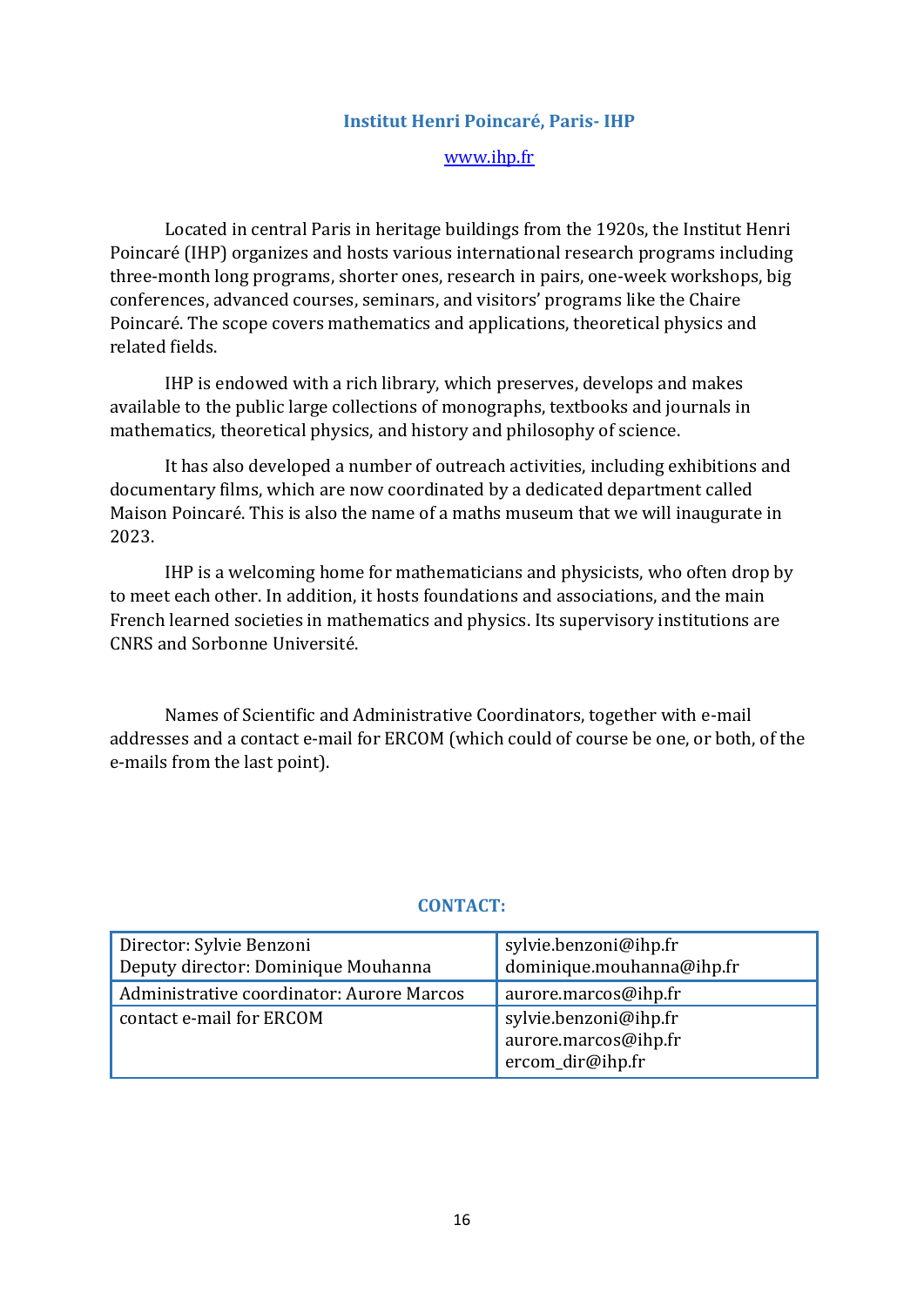## Institut Henri Poincaré, Paris- IHP

www.ihp.fr

Located in central Paris in heritage buildings from the 1920s, the Institut Henri Poincaré (IHP) organizes and hosts various international research programs including three-month long programs, shorter ones, research in pairs, one-week workshops, big conferences, advanced courses, seminars, and visitors' programs like the Chaire Poincaré. The scope covers mathematics and applications, theoretical physics and related fields.

IHP is endowed with a rich library, which preserves, develops and makes available to the public large collections of monographs, textbooks and journals in mathematics, theoretical physics, and history and philosophy of science.

It has also developed a number of outreach activities, including exhibitions and documentary films, which are now coordinated by a dedicated department called Maison Poincaré. This is also the name of a maths museum that we will inaugurate in 2023.

IHP is a welcoming home for mathematicians and physicists, who often drop by to meet each other. In addition, it hosts foundations and associations, and the main French learned societies in mathematics and physics. Its supervisory institutions are CNRS and Sorbonne Université.

Names of Scientific and Administrative Coordinators, together with e-mail addresses and a contact e-mail for ERCOM (which could of course be one, or both, of the e-mails from the last point).

### CONTACT:

| | |
|---|---|
| Director: Sylvie Benzoni<br>Deputy director: Dominique Mouhanna | sylvie.benzoni@ihp.fr<br>dominique.mouhanna@ihp.fr |
| Administrative coordinator: Aurore Marcos | aurore.marcos@ihp.fr |
| contact e-mail for ERCOM | sylvie.benzoni@ihp.fr<br>aurore.marcos@ihp.fr<br>ercom_dir@ihp.fr |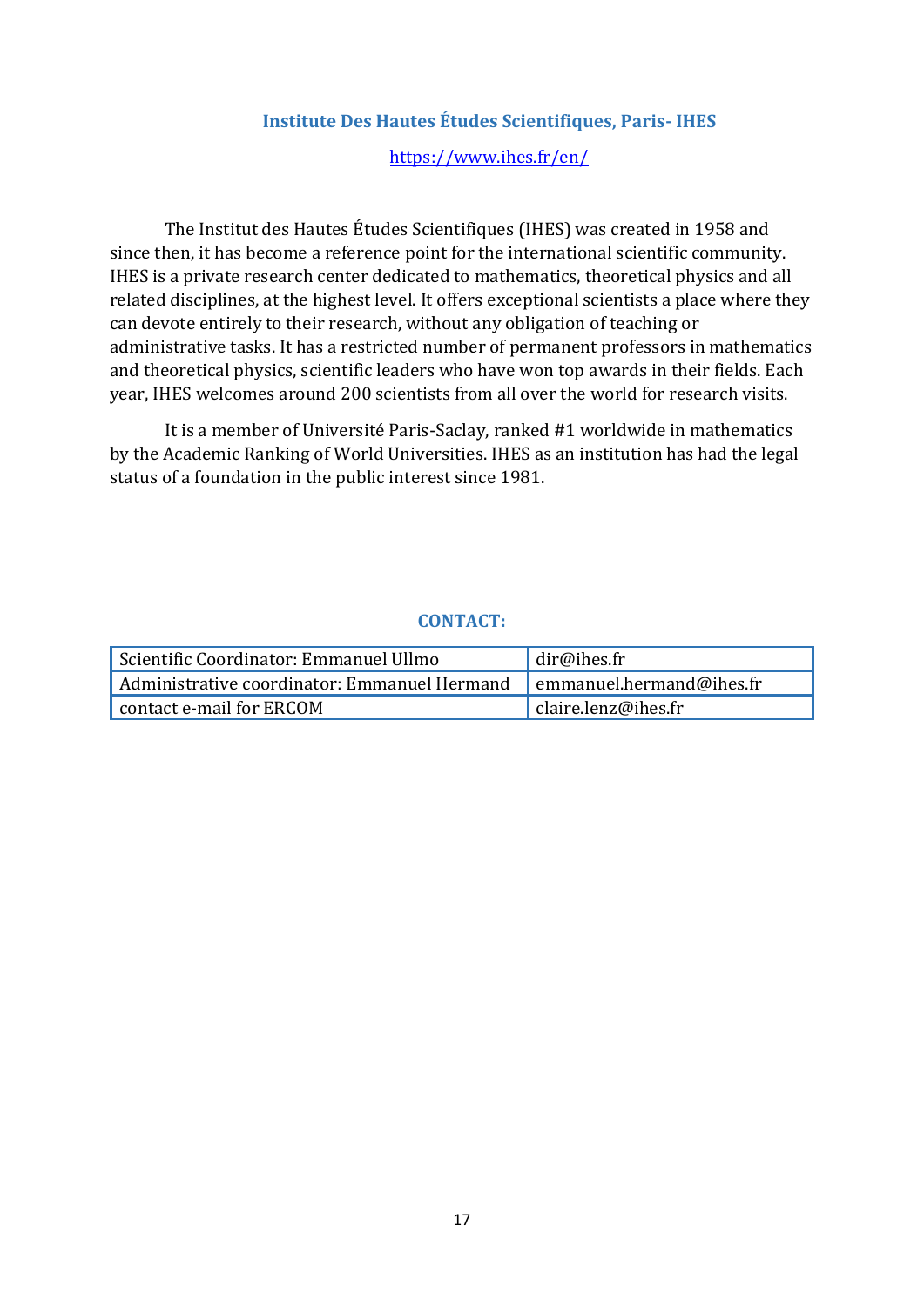## Institute Des Hautes Études Scientifiques, Paris- IHES

https://www.ihes.fr/en/

The Institut des Hautes Études Scientifiques (IHES) was created in 1958 and since then, it has become a reference point for the international scientific community. IHES is a private research center dedicated to mathematics, theoretical physics and all related disciplines, at the highest level. It offers exceptional scientists a place where they can devote entirely to their research, without any obligation of teaching or administrative tasks. It has a restricted number of permanent professors in mathematics and theoretical physics, scientific leaders who have won top awards in their fields. Each year, IHES welcomes around 200 scientists from all over the world for research visits.

It is a member of Université Paris-Saclay, ranked #1 worldwide in mathematics by the Academic Ranking of World Universities. IHES as an institution has had the legal status of a foundation in the public interest since 1981.

### CONTACT:

| | |
|---|---|
| Scientific Coordinator: Emmanuel Ullmo | dir@ihes.fr |
| Administrative coordinator: Emmanuel Hermand | emmanuel.hermand@ihes.fr |
| contact e-mail for ERCOM | claire.lenz@ihes.fr |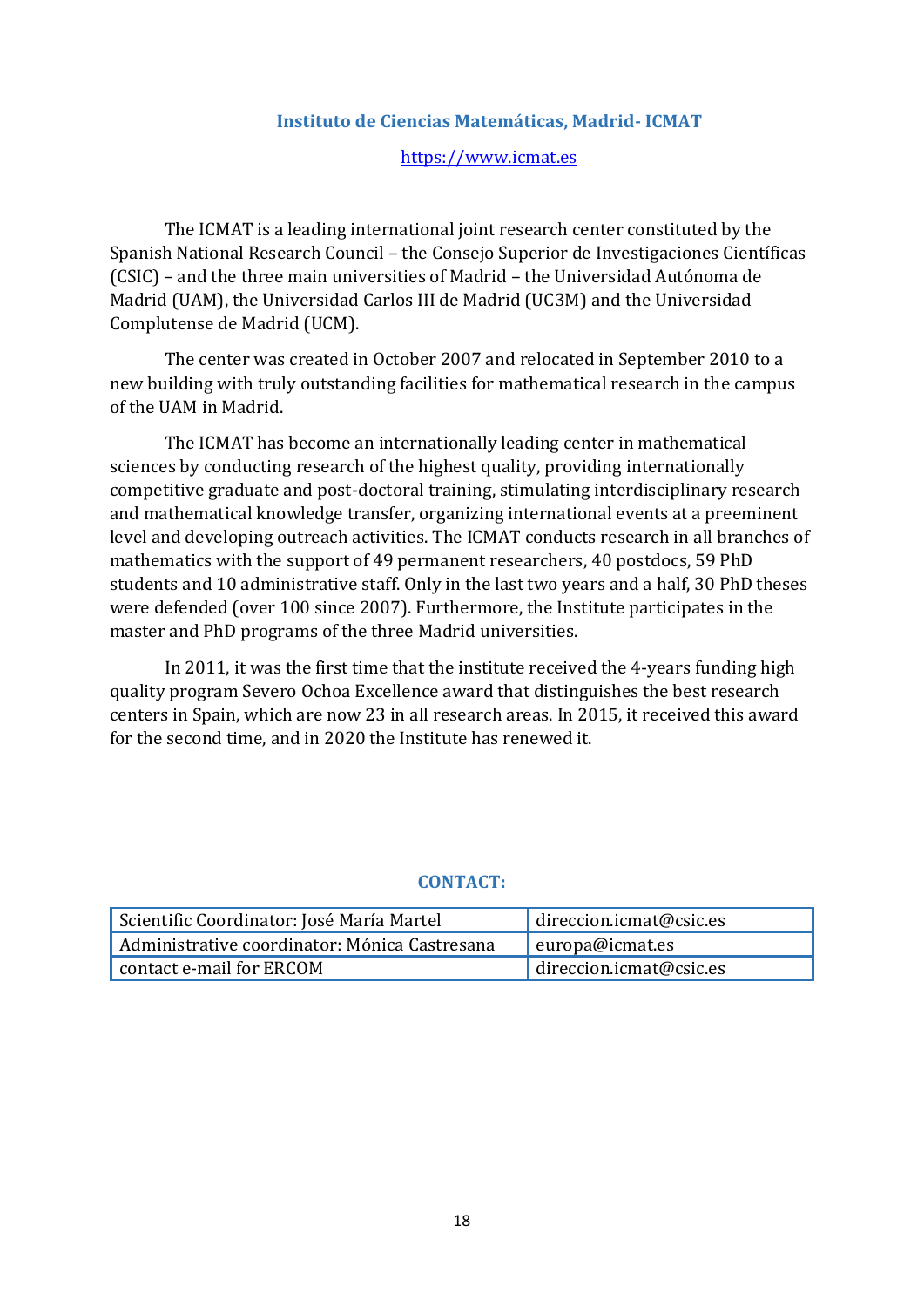## Instituto de Ciencias Matemáticas, Madrid- ICMAT

https://www.icmat.es

The ICMAT is a leading international joint research center constituted by the Spanish National Research Council – the Consejo Superior de Investigaciones Científicas (CSIC) – and the three main universities of Madrid – the Universidad Autónoma de Madrid (UAM), the Universidad Carlos III de Madrid (UC3M) and the Universidad Complutense de Madrid (UCM).

The center was created in October 2007 and relocated in September 2010 to a new building with truly outstanding facilities for mathematical research in the campus of the UAM in Madrid.

The ICMAT has become an internationally leading center in mathematical sciences by conducting research of the highest quality, providing internationally competitive graduate and post-doctoral training, stimulating interdisciplinary research and mathematical knowledge transfer, organizing international events at a preeminent level and developing outreach activities. The ICMAT conducts research in all branches of mathematics with the support of 49 permanent researchers, 40 postdocs, 59 PhD students and 10 administrative staff. Only in the last two years and a half, 30 PhD theses were defended (over 100 since 2007). Furthermore, the Institute participates in the master and PhD programs of the three Madrid universities.

In 2011, it was the first time that the institute received the 4-years funding high quality program Severo Ochoa Excellence award that distinguishes the best research centers in Spain, which are now 23 in all research areas. In 2015, it received this award for the second time, and in 2020 the Institute has renewed it.

### CONTACT:

| | |
|---|---|
| Scientific Coordinator: José María Martel | direccion.icmat@csic.es |
| Administrative coordinator: Mónica Castresana | europa@icmat.es |
| contact e-mail for ERCOM | direccion.icmat@csic.es |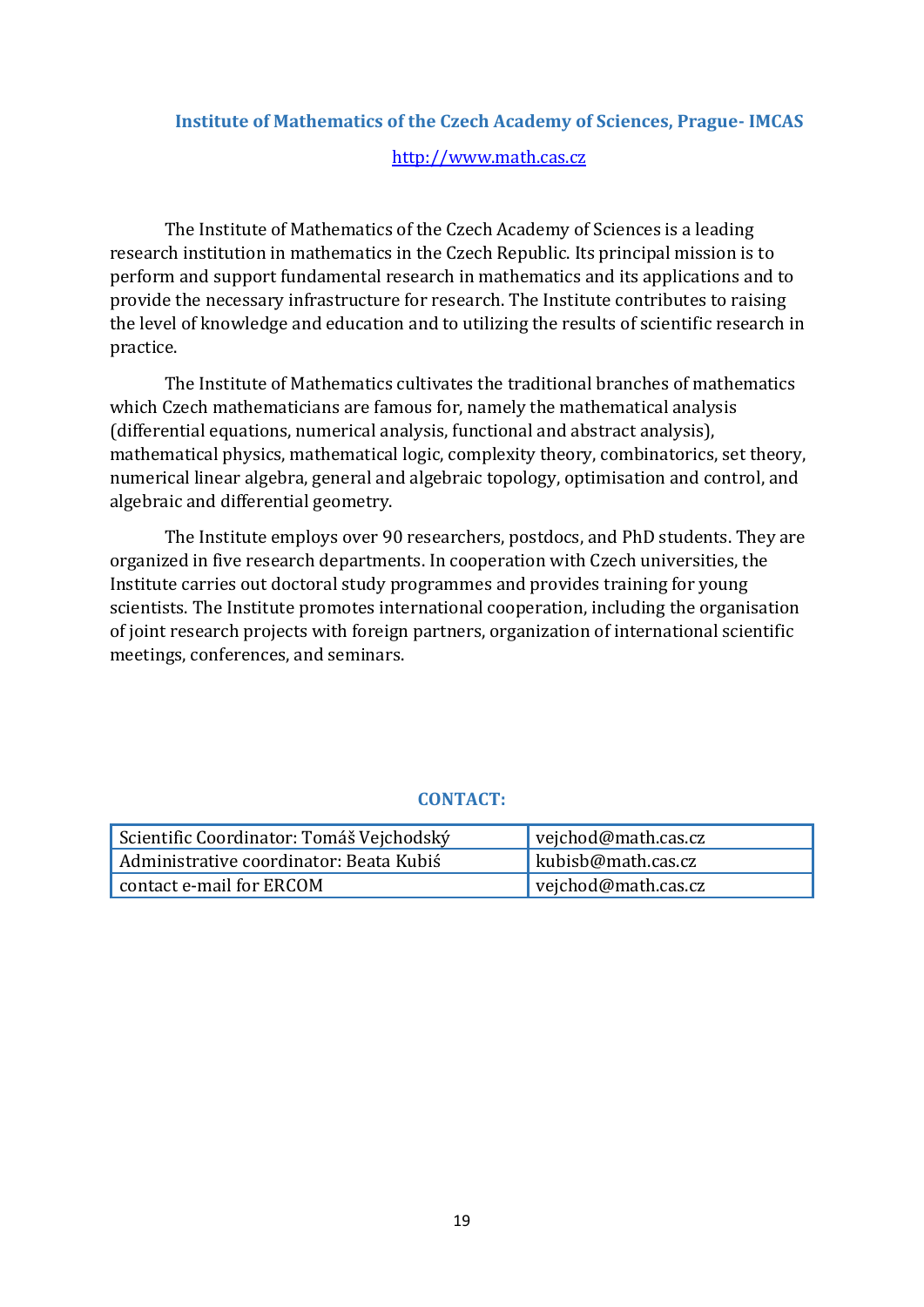## Institute of Mathematics of the Czech Academy of Sciences, Prague- IMCAS

http://www.math.cas.cz

The Institute of Mathematics of the Czech Academy of Sciences is a leading research institution in mathematics in the Czech Republic. Its principal mission is to perform and support fundamental research in mathematics and its applications and to provide the necessary infrastructure for research. The Institute contributes to raising the level of knowledge and education and to utilizing the results of scientific research in practice.

The Institute of Mathematics cultivates the traditional branches of mathematics which Czech mathematicians are famous for, namely the mathematical analysis (differential equations, numerical analysis, functional and abstract analysis), mathematical physics, mathematical logic, complexity theory, combinatorics, set theory, numerical linear algebra, general and algebraic topology, optimisation and control, and algebraic and differential geometry.

The Institute employs over 90 researchers, postdocs, and PhD students. They are organized in five research departments. In cooperation with Czech universities, the Institute carries out doctoral study programmes and provides training for young scientists. The Institute promotes international cooperation, including the organisation of joint research projects with foreign partners, organization of international scientific meetings, conferences, and seminars.

### CONTACT:

| | |
|---|---|
| Scientific Coordinator: Tomáš Vejchodský | vejchod@math.cas.cz |
| Administrative coordinator: Beata Kubiś | kubisb@math.cas.cz |
| contact e-mail for ERCOM | vejchod@math.cas.cz |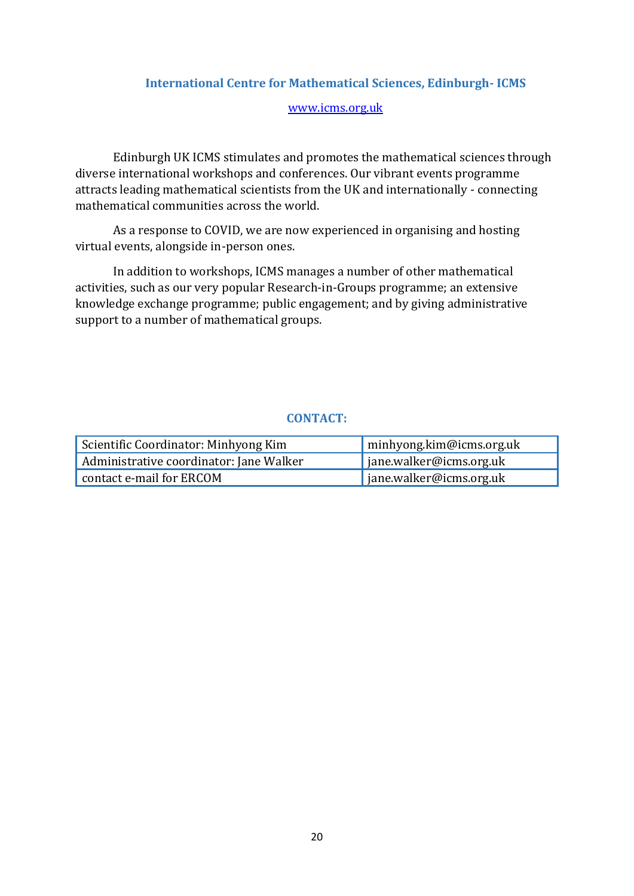## International Centre for Mathematical Sciences, Edinburgh- ICMS

[www.icms.org.uk](http://www.icms.org.uk)

Edinburgh UK ICMS stimulates and promotes the mathematical sciences through diverse international workshops and conferences. Our vibrant events programme attracts leading mathematical scientists from the UK and internationally - connecting mathematical communities across the world.

As a response to COVID, we are now experienced in organising and hosting virtual events, alongside in-person ones.

In addition to workshops, ICMS manages a number of other mathematical activities, such as our very popular Research-in-Groups programme; an extensive knowledge exchange programme; public engagement; and by giving administrative support to a number of mathematical groups.

### CONTACT:

| | |
|---|---|
| Scientific Coordinator: Minhyong Kim | minhyong.kim@icms.org.uk |
| Administrative coordinator: Jane Walker | jane.walker@icms.org.uk |
| contact e-mail for ERCOM | jane.walker@icms.org.uk |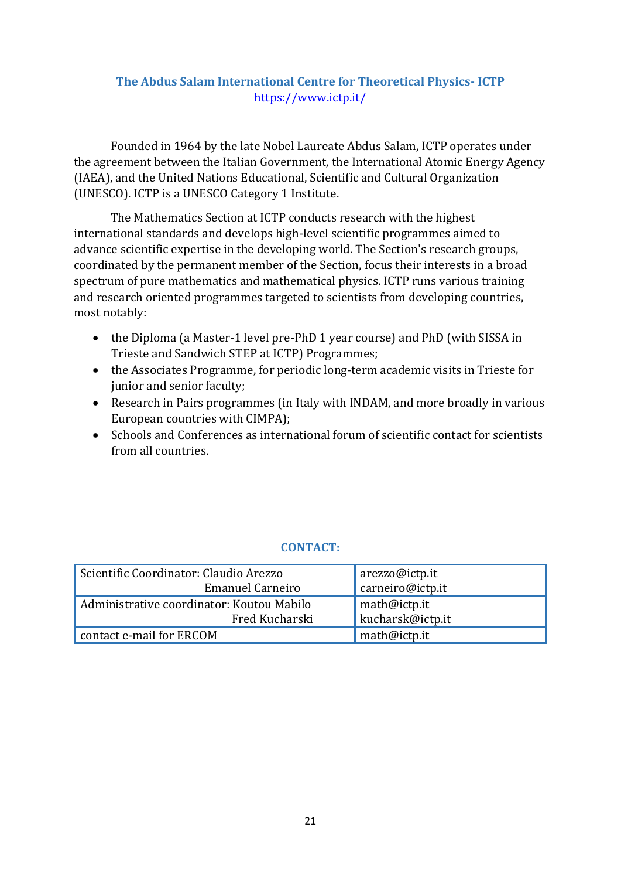## The Abdus Salam International Centre for Theoretical Physics- ICTP

https://www.ictp.it/

Founded in 1964 by the late Nobel Laureate Abdus Salam, ICTP operates under the agreement between the Italian Government, the International Atomic Energy Agency (IAEA), and the United Nations Educational, Scientific and Cultural Organization (UNESCO). ICTP is a UNESCO Category 1 Institute.

The Mathematics Section at ICTP conducts research with the highest international standards and develops high-level scientific programmes aimed to advance scientific expertise in the developing world. The Section's research groups, coordinated by the permanent member of the Section, focus their interests in a broad spectrum of pure mathematics and mathematical physics. ICTP runs various training and research oriented programmes targeted to scientists from developing countries, most notably:

- the Diploma (a Master-1 level pre-PhD 1 year course) and PhD (with SISSA in Trieste and Sandwich STEP at ICTP) Programmes;
- the Associates Programme, for periodic long-term academic visits in Trieste for junior and senior faculty;
- Research in Pairs programmes (in Italy with INDAM, and more broadly in various European countries with CIMPA);
- Schools and Conferences as international forum of scientific contact for scientists from all countries.

### CONTACT:

| | |
|---|---|
| Scientific Coordinator: Claudio Arezzo<br>Emanuel Carneiro | arezzo@ictp.it<br>carneiro@ictp.it |
| Administrative coordinator: Koutou Mabilo<br>Fred Kucharski | math@ictp.it<br>kucharsk@ictp.it |
| contact e-mail for ERCOM | math@ictp.it |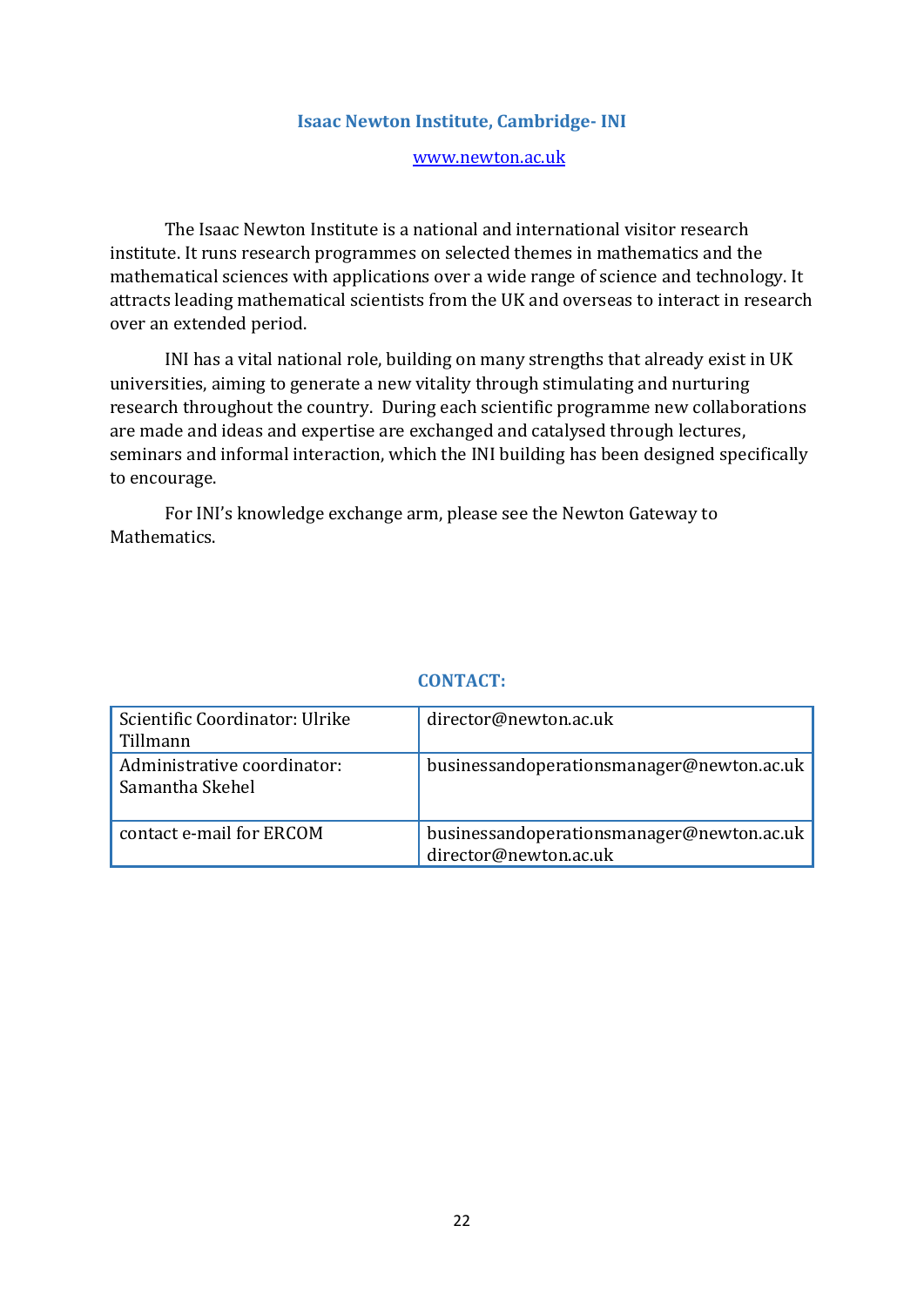## Isaac Newton Institute, Cambridge- INI

[www.newton.ac.uk](http://www.newton.ac.uk)

The Isaac Newton Institute is a national and international visitor research institute. It runs research programmes on selected themes in mathematics and the mathematical sciences with applications over a wide range of science and technology. It attracts leading mathematical scientists from the UK and overseas to interact in research over an extended period.

INI has a vital national role, building on many strengths that already exist in UK universities, aiming to generate a new vitality through stimulating and nurturing research throughout the country. During each scientific programme new collaborations are made and ideas and expertise are exchanged and catalysed through lectures, seminars and informal interaction, which the INI building has been designed specifically to encourage.

For INI's knowledge exchange arm, please see the Newton Gateway to Mathematics.

### CONTACT:

| | |
|---|---|
| Scientific Coordinator: Ulrike Tillmann | director@newton.ac.uk |
| Administrative coordinator: Samantha Skehel | businessandoperationsmanager@newton.ac.uk |
| contact e-mail for ERCOM | businessandoperationsmanager@newton.ac.uk director@newton.ac.uk |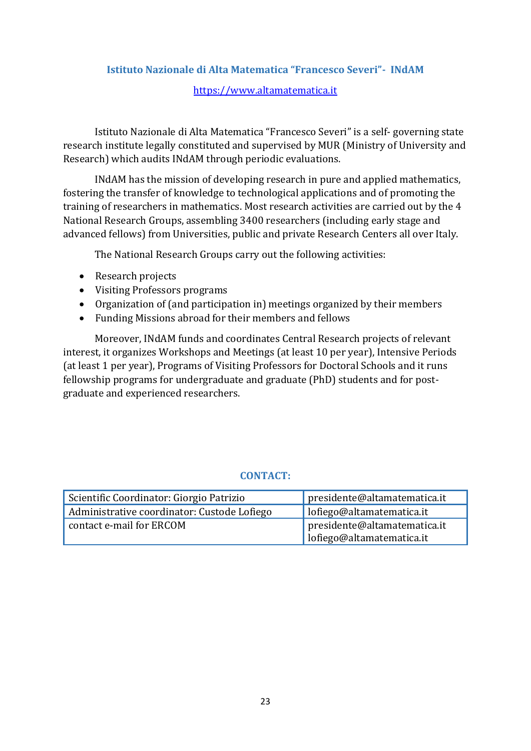## Istituto Nazionale di Alta Matematica "Francesco Severi"- INdAM

https://www.altamatematica.it

Istituto Nazionale di Alta Matematica "Francesco Severi" is a self- governing state research institute legally constituted and supervised by MUR (Ministry of University and Research) which audits INdAM through periodic evaluations.

INdAM has the mission of developing research in pure and applied mathematics, fostering the transfer of knowledge to technological applications and of promoting the training of researchers in mathematics. Most research activities are carried out by the 4 National Research Groups, assembling 3400 researchers (including early stage and advanced fellows) from Universities, public and private Research Centers all over Italy.

The National Research Groups carry out the following activities:

- Research projects
- Visiting Professors programs
- Organization of (and participation in) meetings organized by their members
- Funding Missions abroad for their members and fellows

Moreover, INdAM funds and coordinates Central Research projects of relevant interest, it organizes Workshops and Meetings (at least 10 per year), Intensive Periods (at least 1 per year), Programs of Visiting Professors for Doctoral Schools and it runs fellowship programs for undergraduate and graduate (PhD) students and for post-graduate and experienced researchers.

### CONTACT:

| | |
|---|---|
| Scientific Coordinator: Giorgio Patrizio | presidente@altamatematica.it |
| Administrative coordinator: Custode Lofiego | lofiego@altamatematica.it |
| contact e-mail for ERCOM | presidente@altamatematica.it<br>lofiego@altamatematica.it |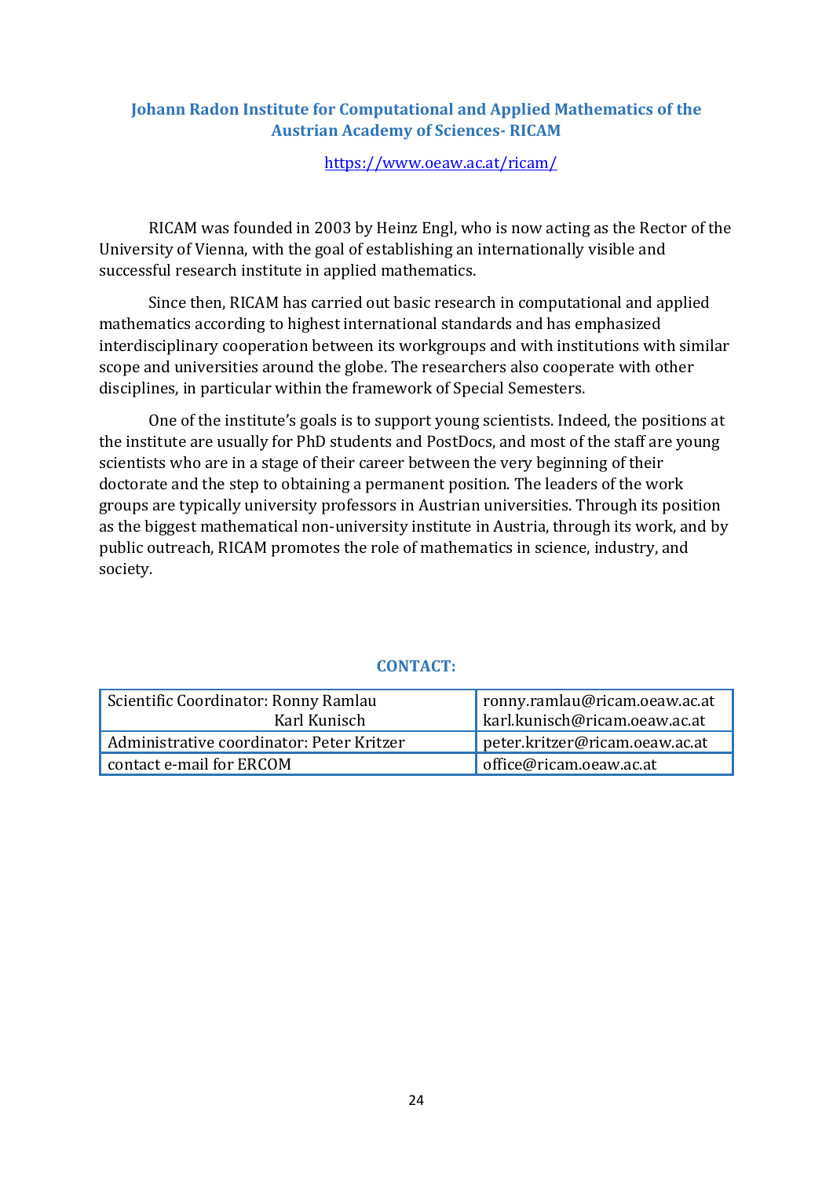## Johann Radon Institute for Computational and Applied Mathematics of the Austrian Academy of Sciences- RICAM

https://www.oeaw.ac.at/ricam/

RICAM was founded in 2003 by Heinz Engl, who is now acting as the Rector of the University of Vienna, with the goal of establishing an internationally visible and successful research institute in applied mathematics.

Since then, RICAM has carried out basic research in computational and applied mathematics according to highest international standards and has emphasized interdisciplinary cooperation between its workgroups and with institutions with similar scope and universities around the globe. The researchers also cooperate with other disciplines, in particular within the framework of Special Semesters.

One of the institute's goals is to support young scientists. Indeed, the positions at the institute are usually for PhD students and PostDocs, and most of the staff are young scientists who are in a stage of their career between the very beginning of their doctorate and the step to obtaining a permanent position. The leaders of the work groups are typically university professors in Austrian universities. Through its position as the biggest mathematical non-university institute in Austria, through its work, and by public outreach, RICAM promotes the role of mathematics in science, industry, and society.

### CONTACT:

| | |
|---|---|
| Scientific Coordinator: Ronny Ramlau<br>Karl Kunisch | ronny.ramlau@ricam.oeaw.ac.at<br>karl.kunisch@ricam.oeaw.ac.at |
| Administrative coordinator: Peter Kritzer | peter.kritzer@ricam.oeaw.ac.at |
| contact e-mail for ERCOM | office@ricam.oeaw.ac.at |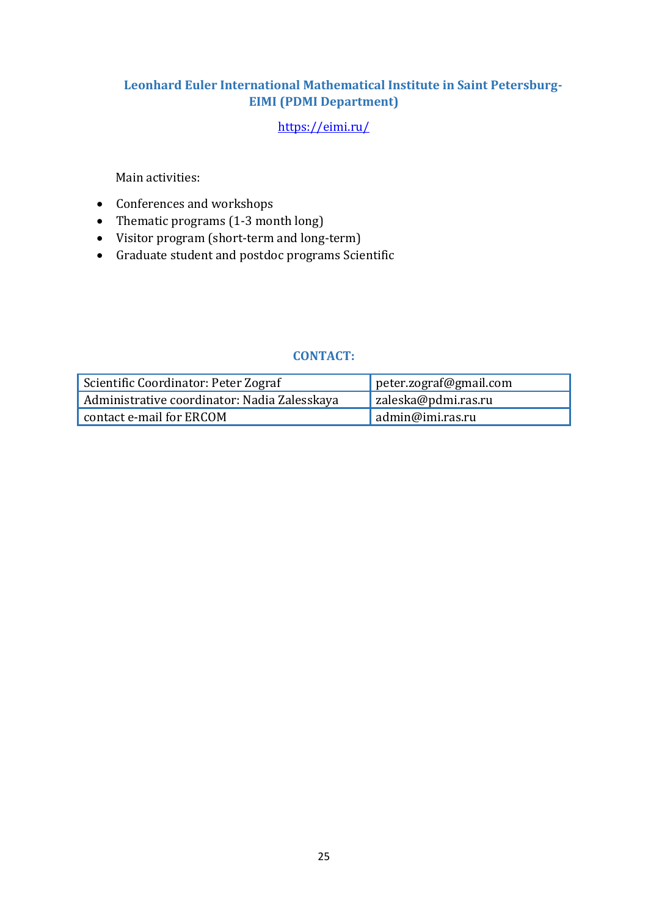## Leonhard Euler International Mathematical Institute in Saint Petersburg-EIMI (PDMI Department)

https://eimi.ru/

Main activities:

- Conferences and workshops
- Thematic programs (1-3 month long)
- Visitor program (short-term and long-term)
- Graduate student and postdoc programs Scientific

### CONTACT:

| | |
|---|---|
| Scientific Coordinator: Peter Zograf | peter.zograf@gmail.com |
| Administrative coordinator: Nadia Zalesskaya | zaleska@pdmi.ras.ru |
| contact e-mail for ERCOM | admin@imi.ras.ru |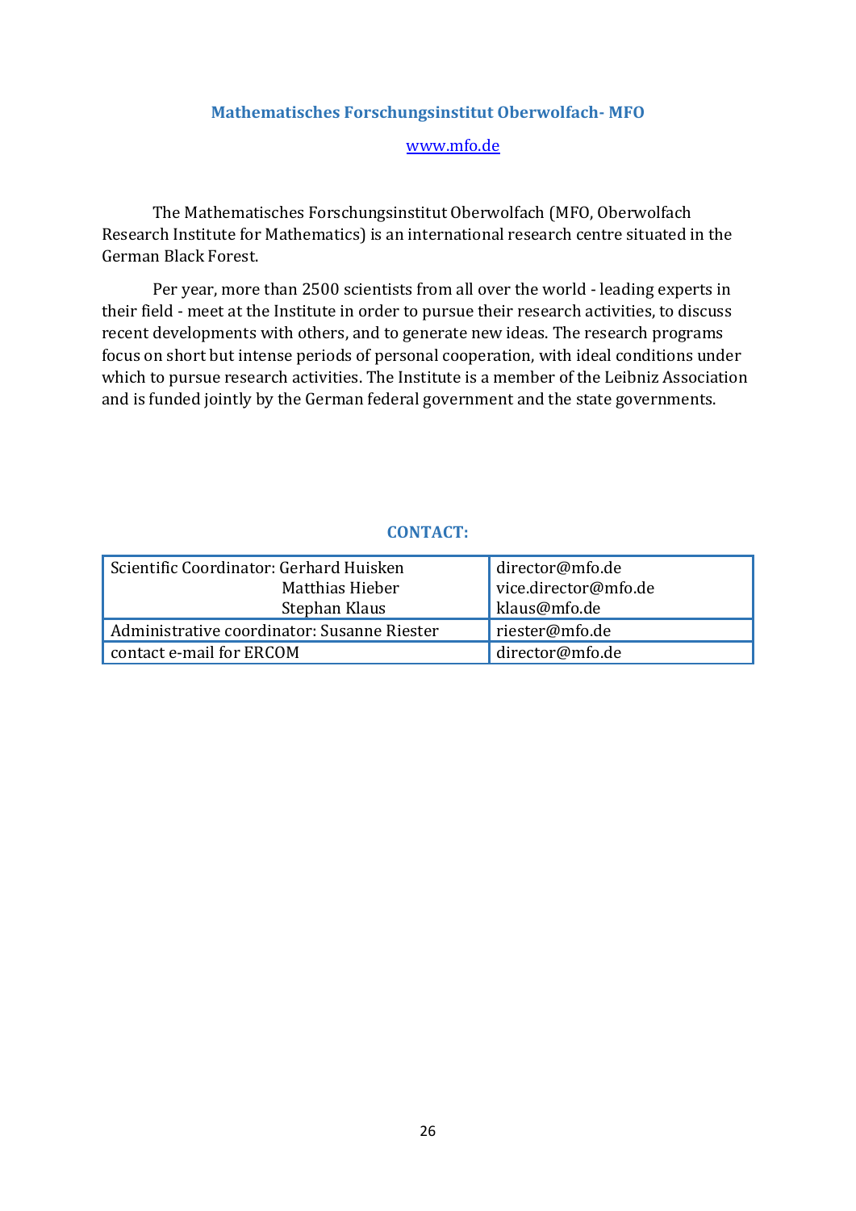## Mathematisches Forschungsinstitut Oberwolfach- MFO

www.mfo.de

The Mathematisches Forschungsinstitut Oberwolfach (MFO, Oberwolfach Research Institute for Mathematics) is an international research centre situated in the German Black Forest.

Per year, more than 2500 scientists from all over the world - leading experts in their field - meet at the Institute in order to pursue their research activities, to discuss recent developments with others, and to generate new ideas. The research programs focus on short but intense periods of personal cooperation, with ideal conditions under which to pursue research activities. The Institute is a member of the Leibniz Association and is funded jointly by the German federal government and the state governments.

### CONTACT:

| | |
|---|---|
| Scientific Coordinator: Gerhard Huisken<br>Matthias Hieber<br>Stephan Klaus | director@mfo.de<br>vice.director@mfo.de<br>klaus@mfo.de |
| Administrative coordinator: Susanne Riester | riester@mfo.de |
| contact e-mail for ERCOM | director@mfo.de |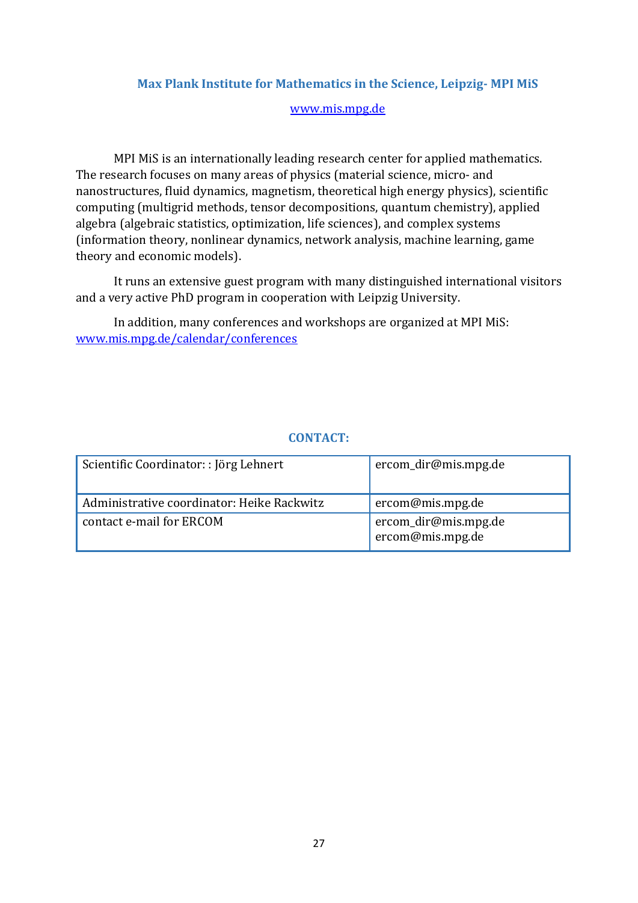## Max Plank Institute for Mathematics in the Science, Leipzig- MPI MiS

www.mis.mpg.de

MPI MiS is an internationally leading research center for applied mathematics. The research focuses on many areas of physics (material science, micro- and nanostructures, fluid dynamics, magnetism, theoretical high energy physics), scientific computing (multigrid methods, tensor decompositions, quantum chemistry), applied algebra (algebraic statistics, optimization, life sciences), and complex systems (information theory, nonlinear dynamics, network analysis, machine learning, game theory and economic models).

It runs an extensive guest program with many distinguished international visitors and a very active PhD program in cooperation with Leipzig University.

In addition, many conferences and workshops are organized at MPI MiS: www.mis.mpg.de/calendar/conferences

### CONTACT:

| | |
|---|---|
| Scientific Coordinator: : Jörg Lehnert | ercom_dir@mis.mpg.de |
| Administrative coordinator: Heike Rackwitz | ercom@mis.mpg.de |
| contact e-mail for ERCOM | ercom_dir@mis.mpg.de<br>ercom@mis.mpg.de |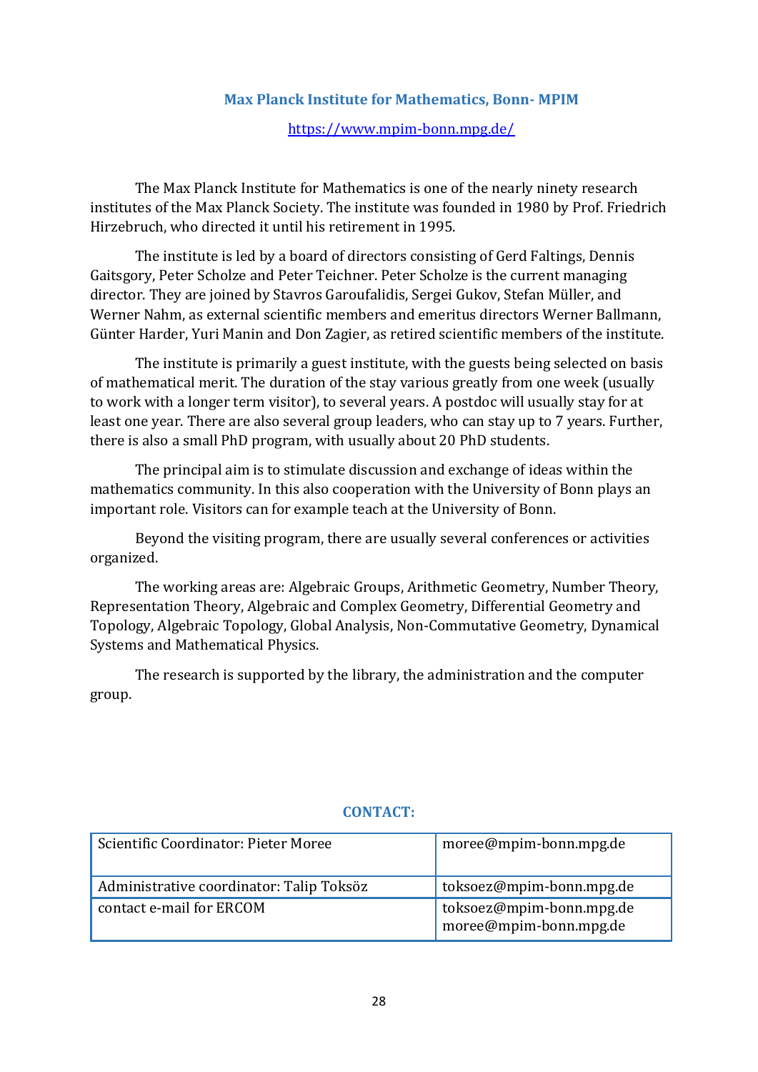## Max Planck Institute for Mathematics, Bonn- MPIM

https://www.mpim-bonn.mpg.de/

The Max Planck Institute for Mathematics is one of the nearly ninety research institutes of the Max Planck Society. The institute was founded in 1980 by Prof. Friedrich Hirzebruch, who directed it until his retirement in 1995.

The institute is led by a board of directors consisting of Gerd Faltings, Dennis Gaitsgory, Peter Scholze and Peter Teichner. Peter Scholze is the current managing director. They are joined by Stavros Garoufalidis, Sergei Gukov, Stefan Müller, and Werner Nahm, as external scientific members and emeritus directors Werner Ballmann, Günter Harder, Yuri Manin and Don Zagier, as retired scientific members of the institute.

The institute is primarily a guest institute, with the guests being selected on basis of mathematical merit. The duration of the stay various greatly from one week (usually to work with a longer term visitor), to several years. A postdoc will usually stay for at least one year. There are also several group leaders, who can stay up to 7 years. Further, there is also a small PhD program, with usually about 20 PhD students.

The principal aim is to stimulate discussion and exchange of ideas within the mathematics community. In this also cooperation with the University of Bonn plays an important role. Visitors can for example teach at the University of Bonn.

Beyond the visiting program, there are usually several conferences or activities organized.

The working areas are: Algebraic Groups, Arithmetic Geometry, Number Theory, Representation Theory, Algebraic and Complex Geometry, Differential Geometry and Topology, Algebraic Topology, Global Analysis, Non-Commutative Geometry, Dynamical Systems and Mathematical Physics.

The research is supported by the library, the administration and the computer group.

### CONTACT:

| | |
|---|---|
| Scientific Coordinator: Pieter Moree | moree@mpim-bonn.mpg.de |
| Administrative coordinator: Talip Toksöz | toksoez@mpim-bonn.mpg.de |
| contact e-mail for ERCOM | toksoez@mpim-bonn.mpg.de<br>moree@mpim-bonn.mpg.de |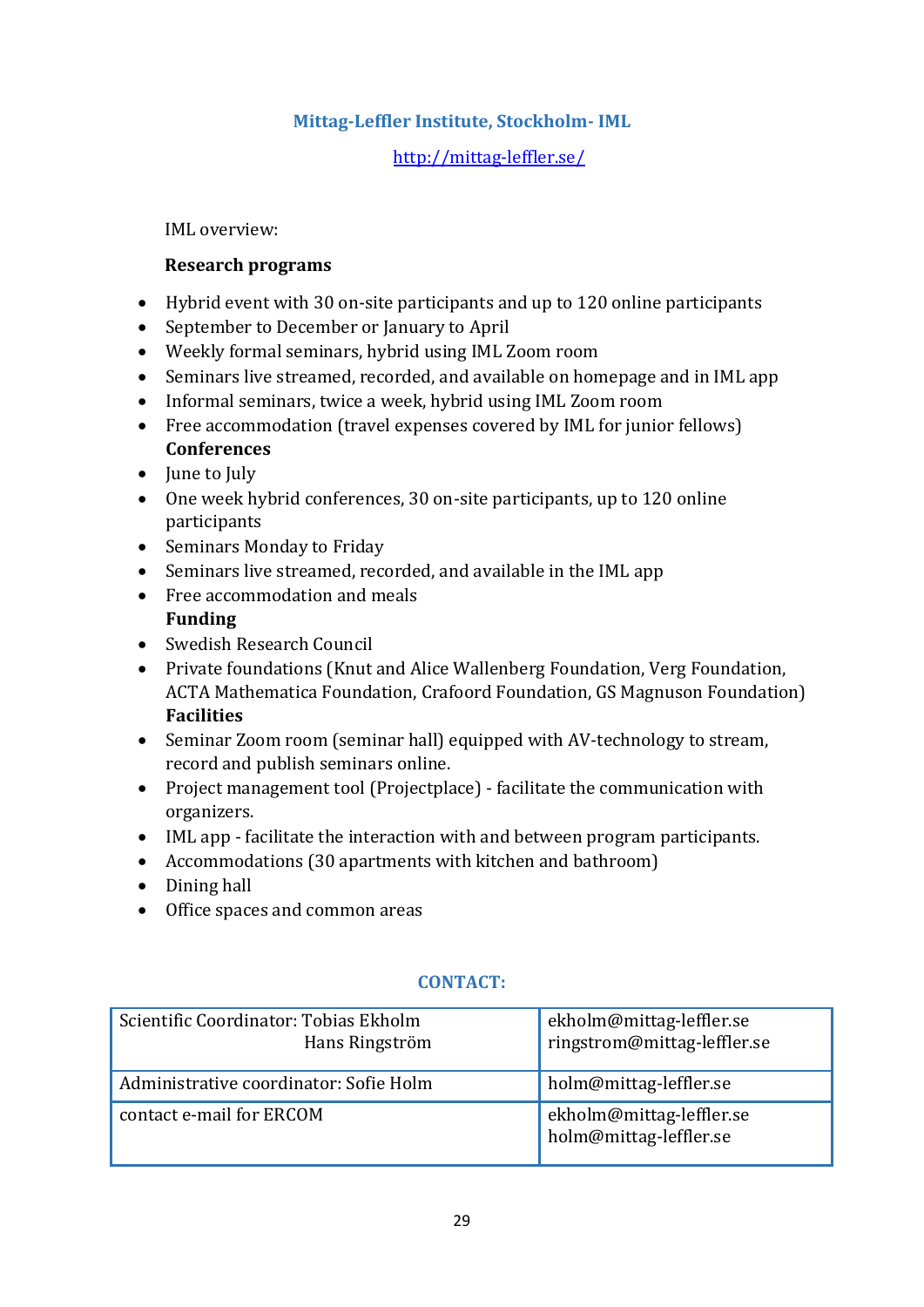## Mittag-Leffler Institute, Stockholm- IML

http://mittag-leffler.se/

IML overview:

**Research programs**

- Hybrid event with 30 on-site participants and up to 120 online participants
- September to December or January to April
- Weekly formal seminars, hybrid using IML Zoom room
- Seminars live streamed, recorded, and available on homepage and in IML app
- Informal seminars, twice a week, hybrid using IML Zoom room
- Free accommodation (travel expenses covered by IML for junior fellows)

**Conferences**

- June to July
- One week hybrid conferences, 30 on-site participants, up to 120 online participants
- Seminars Monday to Friday
- Seminars live streamed, recorded, and available in the IML app
- Free accommodation and meals

**Funding**

- Swedish Research Council
- Private foundations (Knut and Alice Wallenberg Foundation, Verg Foundation, ACTA Mathematica Foundation, Crafoord Foundation, GS Magnuson Foundation)

**Facilities**

- Seminar Zoom room (seminar hall) equipped with AV-technology to stream, record and publish seminars online.
- Project management tool (Projectplace) - facilitate the communication with organizers.
- IML app - facilitate the interaction with and between program participants.
- Accommodations (30 apartments with kitchen and bathroom)
- Dining hall
- Office spaces and common areas

### CONTACT:

| | |
|---|---|
| Scientific Coordinator: Tobias Ekholm<br>Hans Ringström | ekholm@mittag-leffler.se<br>ringstrom@mittag-leffler.se |
| Administrative coordinator: Sofie Holm | holm@mittag-leffler.se |
| contact e-mail for ERCOM | ekholm@mittag-leffler.se<br>holm@mittag-leffler.se |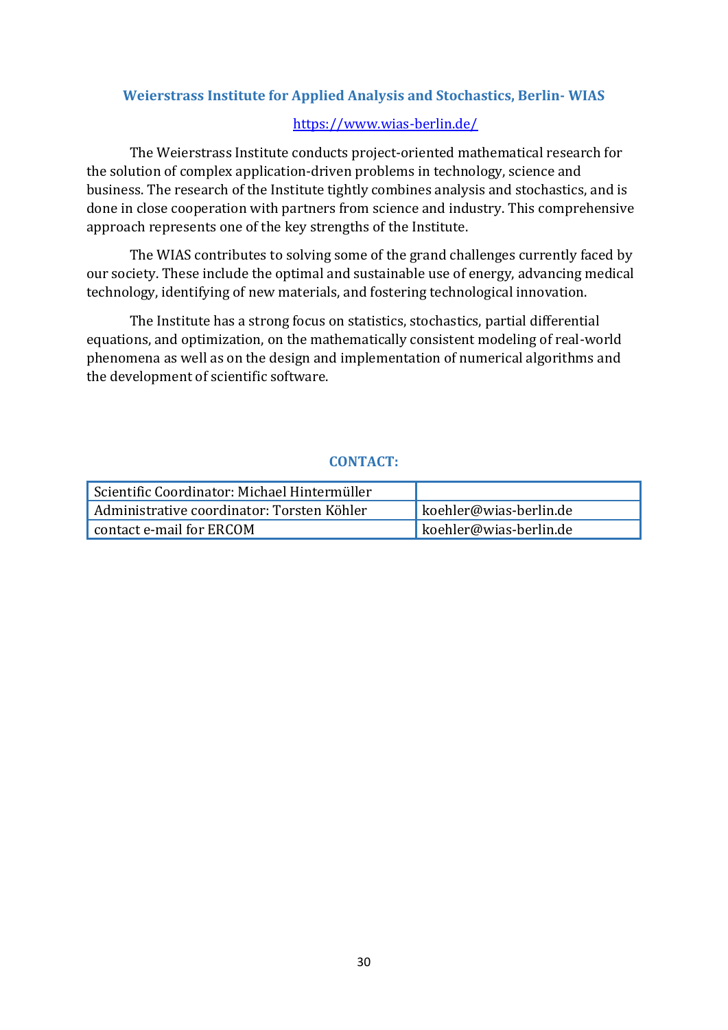## Weierstrass Institute for Applied Analysis and Stochastics, Berlin- WIAS

https://www.wias-berlin.de/

The Weierstrass Institute conducts project-oriented mathematical research for the solution of complex application-driven problems in technology, science and business. The research of the Institute tightly combines analysis and stochastics, and is done in close cooperation with partners from science and industry. This comprehensive approach represents one of the key strengths of the Institute.

The WIAS contributes to solving some of the grand challenges currently faced by our society. These include the optimal and sustainable use of energy, advancing medical technology, identifying of new materials, and fostering technological innovation.

The Institute has a strong focus on statistics, stochastics, partial differential equations, and optimization, on the mathematically consistent modeling of real-world phenomena as well as on the design and implementation of numerical algorithms and the development of scientific software.

### CONTACT:

| | |
|---|---|
| Scientific Coordinator: Michael Hintermüller | |
| Administrative coordinator: Torsten Köhler | koehler@wias-berlin.de |
| contact e-mail for ERCOM | koehler@wias-berlin.de |